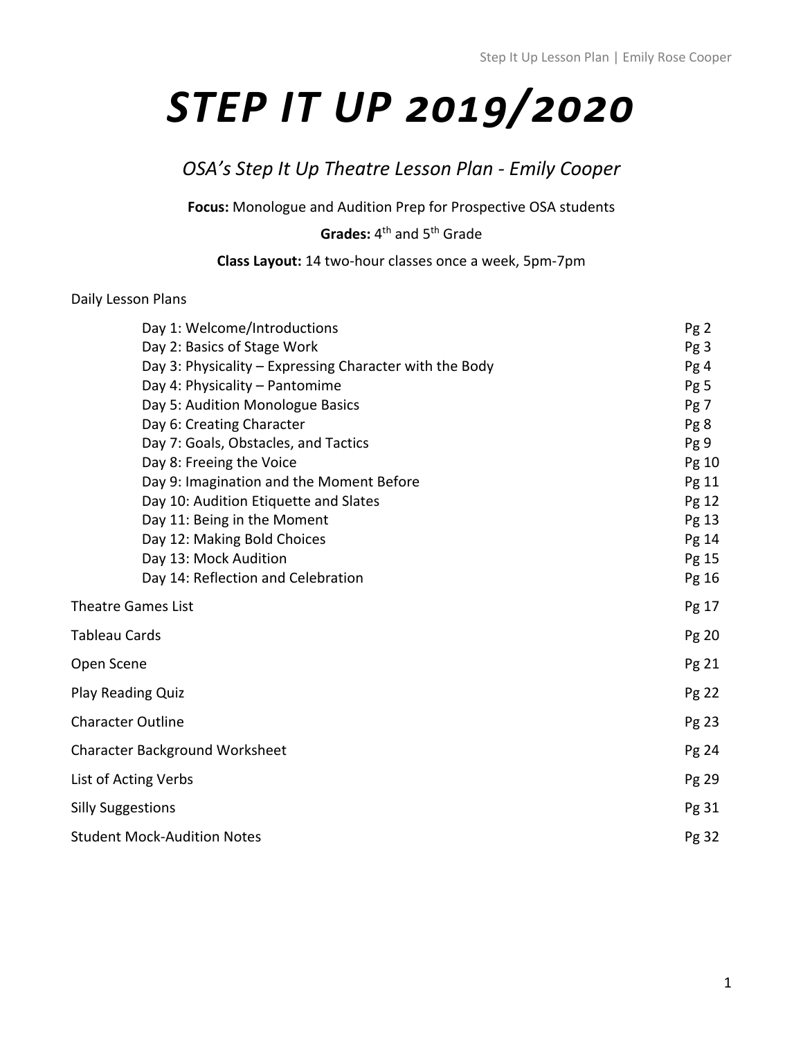# *STEP IT UP 2019/2020*

## *OSA's Step It Up Theatre Lesson Plan - Emily Cooper*

**Focus:** Monologue and Audition Prep for Prospective OSA students

**Grades:** 4th and 5th Grade

**Class Layout:** 14 two-hour classes once a week, 5pm-7pm

Daily Lesson Plans

| | |
|---|---|
| Day 1: Welcome/Introductions | Pg 2 |
| Day 2: Basics of Stage Work | Pg 3 |
| Day 3: Physicality – Expressing Character with the Body | Pg 4 |
| Day 4: Physicality – Pantomime | Pg 5 |
| Day 5: Audition Monologue Basics | Pg 7 |
| Day 6: Creating Character | Pg 8 |
| Day 7: Goals, Obstacles, and Tactics | Pg 9 |
| Day 8: Freeing the Voice | Pg 10 |
| Day 9: Imagination and the Moment Before | Pg 11 |
| Day 10: Audition Etiquette and Slates | Pg 12 |
| Day 11: Being in the Moment | Pg 13 |
| Day 12: Making Bold Choices | Pg 14 |
| Day 13: Mock Audition | Pg 15 |
| Day 14: Reflection and Celebration | Pg 16 |
| Theatre Games List | Pg 17 |
| Tableau Cards | Pg 20 |
| Open Scene | Pg 21 |
| Play Reading Quiz | Pg 22 |
| Character Outline | Pg 23 |
| Character Background Worksheet | Pg 24 |
| List of Acting Verbs | Pg 29 |
| Silly Suggestions | Pg 31 |
| Student Mock-Audition Notes | Pg 32 |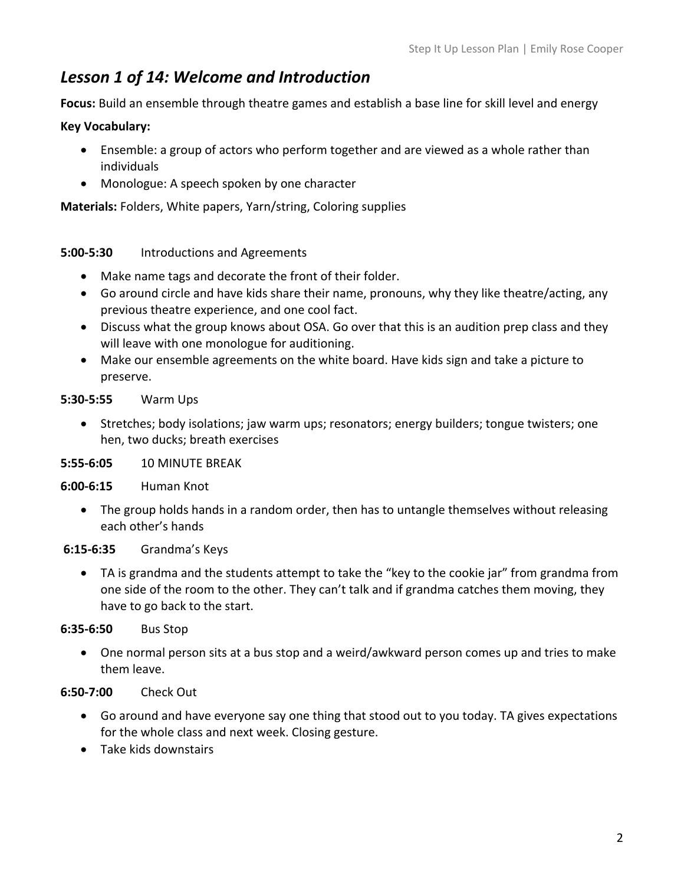## *Lesson 1 of 14: Welcome and Introduction*

**Focus:** Build an ensemble through theatre games and establish a base line for skill level and energy

**Key Vocabulary:**

- Ensemble: a group of actors who perform together and are viewed as a whole rather than individuals
- Monologue: A speech spoken by one character

**Materials:** Folders, White papers, Yarn/string, Coloring supplies

**5:00-5:30** Introductions and Agreements

- Make name tags and decorate the front of their folder.
- Go around circle and have kids share their name, pronouns, why they like theatre/acting, any previous theatre experience, and one cool fact.
- Discuss what the group knows about OSA. Go over that this is an audition prep class and they will leave with one monologue for auditioning.
- Make our ensemble agreements on the white board. Have kids sign and take a picture to preserve.

**5:30-5:55** Warm Ups

- Stretches; body isolations; jaw warm ups; resonators; energy builders; tongue twisters; one hen, two ducks; breath exercises

**5:55-6:05** 10 MINUTE BREAK

**6:00-6:15** Human Knot

- The group holds hands in a random order, then has to untangle themselves without releasing each other's hands

**6:15-6:35** Grandma's Keys

- TA is grandma and the students attempt to take the "key to the cookie jar" from grandma from one side of the room to the other. They can't talk and if grandma catches them moving, they have to go back to the start.

**6:35-6:50** Bus Stop

- One normal person sits at a bus stop and a weird/awkward person comes up and tries to make them leave.

**6:50-7:00** Check Out

- Go around and have everyone say one thing that stood out to you today. TA gives expectations for the whole class and next week. Closing gesture.
- Take kids downstairs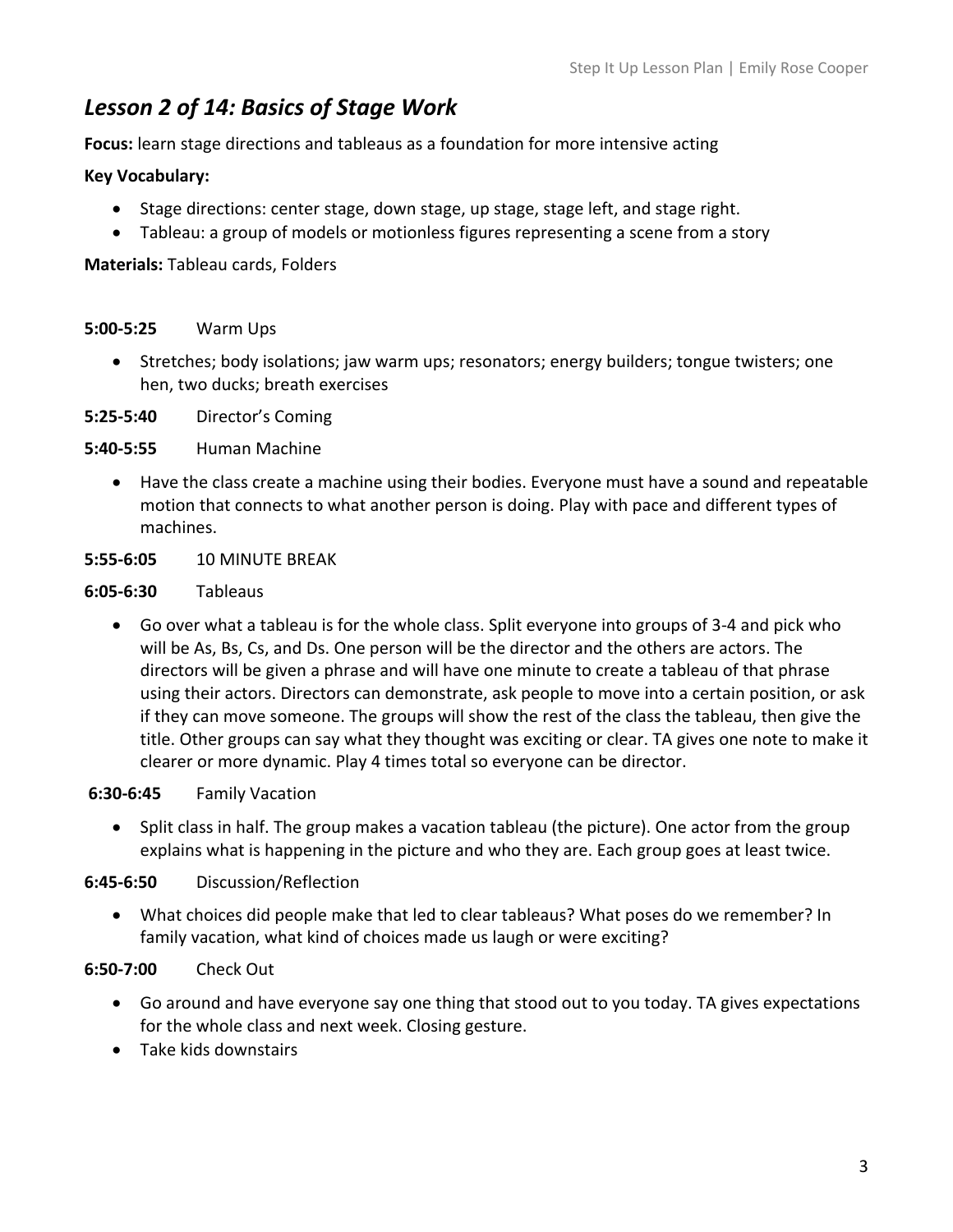## *Lesson 2 of 14: Basics of Stage Work*

**Focus:** learn stage directions and tableaus as a foundation for more intensive acting

**Key Vocabulary:**

- Stage directions: center stage, down stage, up stage, stage left, and stage right.
- Tableau: a group of models or motionless figures representing a scene from a story

**Materials:** Tableau cards, Folders

**5:00-5:25** Warm Ups

- Stretches; body isolations; jaw warm ups; resonators; energy builders; tongue twisters; one hen, two ducks; breath exercises

**5:25-5:40** Director's Coming

**5:40-5:55** Human Machine

- Have the class create a machine using their bodies. Everyone must have a sound and repeatable motion that connects to what another person is doing. Play with pace and different types of machines.

**5:55-6:05** 10 MINUTE BREAK

**6:05-6:30** Tableaus

- Go over what a tableau is for the whole class. Split everyone into groups of 3-4 and pick who will be As, Bs, Cs, and Ds. One person will be the director and the others are actors. The directors will be given a phrase and will have one minute to create a tableau of that phrase using their actors. Directors can demonstrate, ask people to move into a certain position, or ask if they can move someone. The groups will show the rest of the class the tableau, then give the title. Other groups can say what they thought was exciting or clear. TA gives one note to make it clearer or more dynamic. Play 4 times total so everyone can be director.

**6:30-6:45** Family Vacation

- Split class in half. The group makes a vacation tableau (the picture). One actor from the group explains what is happening in the picture and who they are. Each group goes at least twice.

**6:45-6:50** Discussion/Reflection

- What choices did people make that led to clear tableaus? What poses do we remember? In family vacation, what kind of choices made us laugh or were exciting?

**6:50-7:00** Check Out

- Go around and have everyone say one thing that stood out to you today. TA gives expectations for the whole class and next week. Closing gesture.
- Take kids downstairs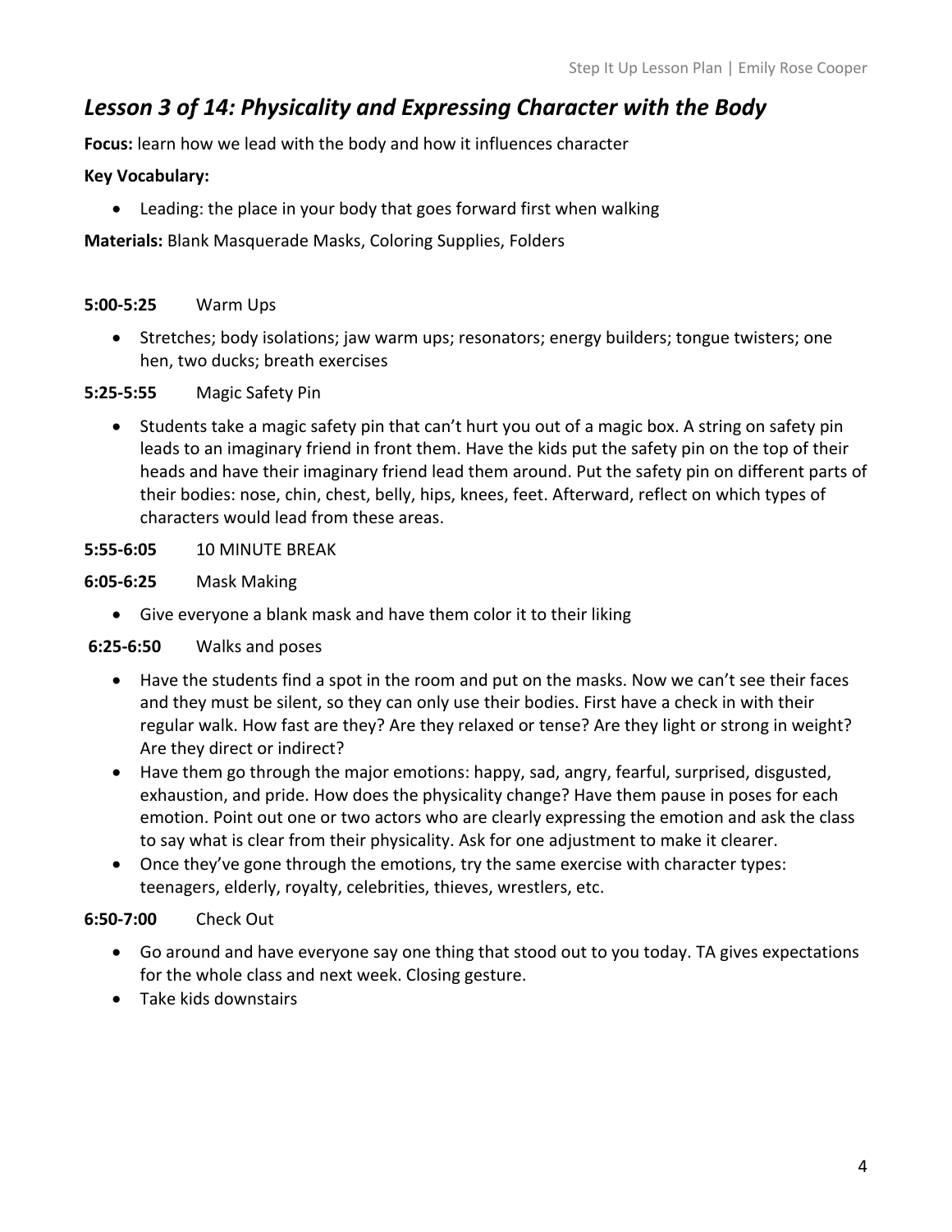## *Lesson 3 of 14: Physicality and Expressing Character with the Body*

**Focus:** learn how we lead with the body and how it influences character

**Key Vocabulary:**

- Leading: the place in your body that goes forward first when walking

**Materials:** Blank Masquerade Masks, Coloring Supplies, Folders

**5:00-5:25** Warm Ups

- Stretches; body isolations; jaw warm ups; resonators; energy builders; tongue twisters; one hen, two ducks; breath exercises

**5:25-5:55** Magic Safety Pin

- Students take a magic safety pin that can't hurt you out of a magic box. A string on safety pin leads to an imaginary friend in front them. Have the kids put the safety pin on the top of their heads and have their imaginary friend lead them around. Put the safety pin on different parts of their bodies: nose, chin, chest, belly, hips, knees, feet. Afterward, reflect on which types of characters would lead from these areas.

**5:55-6:05** 10 MINUTE BREAK

**6:05-6:25** Mask Making

- Give everyone a blank mask and have them color it to their liking

**6:25-6:50** Walks and poses

- Have the students find a spot in the room and put on the masks. Now we can't see their faces and they must be silent, so they can only use their bodies. First have a check in with their regular walk. How fast are they? Are they relaxed or tense? Are they light or strong in weight? Are they direct or indirect?
- Have them go through the major emotions: happy, sad, angry, fearful, surprised, disgusted, exhaustion, and pride. How does the physicality change? Have them pause in poses for each emotion. Point out one or two actors who are clearly expressing the emotion and ask the class to say what is clear from their physicality. Ask for one adjustment to make it clearer.
- Once they've gone through the emotions, try the same exercise with character types: teenagers, elderly, royalty, celebrities, thieves, wrestlers, etc.

**6:50-7:00** Check Out

- Go around and have everyone say one thing that stood out to you today. TA gives expectations for the whole class and next week. Closing gesture.
- Take kids downstairs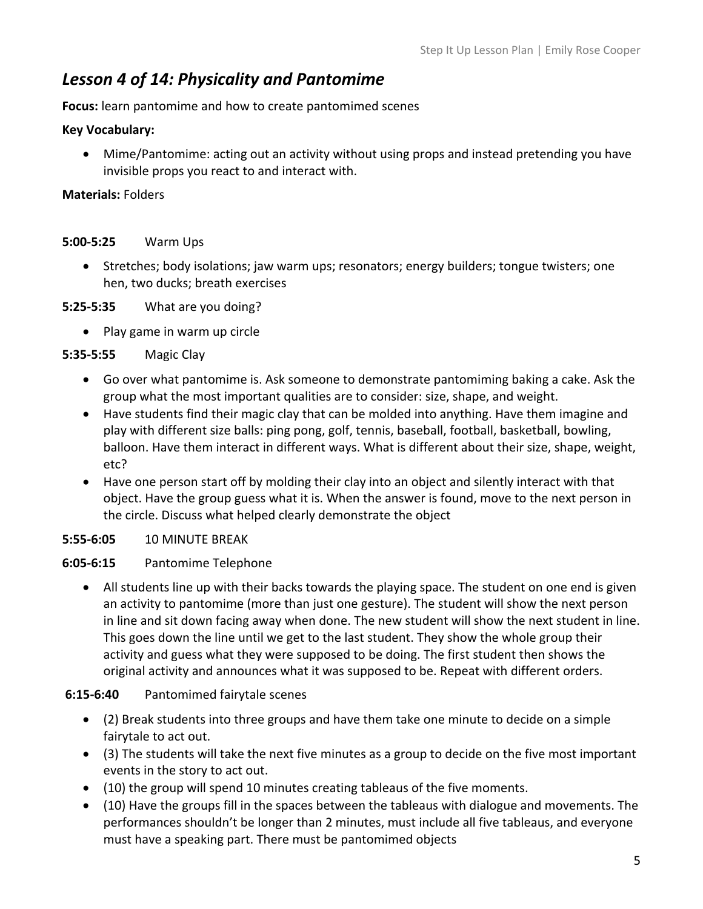## *Lesson 4 of 14: Physicality and Pantomime*

**Focus:** learn pantomime and how to create pantomimed scenes

**Key Vocabulary:**

- Mime/Pantomime: acting out an activity without using props and instead pretending you have invisible props you react to and interact with.

**Materials:** Folders

**5:00-5:25** Warm Ups

- Stretches; body isolations; jaw warm ups; resonators; energy builders; tongue twisters; one hen, two ducks; breath exercises

**5:25-5:35** What are you doing?

- Play game in warm up circle

**5:35-5:55** Magic Clay

- Go over what pantomime is. Ask someone to demonstrate pantomiming baking a cake. Ask the group what the most important qualities are to consider: size, shape, and weight.
- Have students find their magic clay that can be molded into anything. Have them imagine and play with different size balls: ping pong, golf, tennis, baseball, football, basketball, bowling, balloon. Have them interact in different ways. What is different about their size, shape, weight, etc?
- Have one person start off by molding their clay into an object and silently interact with that object. Have the group guess what it is. When the answer is found, move to the next person in the circle. Discuss what helped clearly demonstrate the object

**5:55-6:05** 10 MINUTE BREAK

**6:05-6:15** Pantomime Telephone

- All students line up with their backs towards the playing space. The student on one end is given an activity to pantomime (more than just one gesture). The student will show the next person in line and sit down facing away when done. The new student will show the next student in line. This goes down the line until we get to the last student. They show the whole group their activity and guess what they were supposed to be doing. The first student then shows the original activity and announces what it was supposed to be. Repeat with different orders.

**6:15-6:40** Pantomimed fairytale scenes

- (2) Break students into three groups and have them take one minute to decide on a simple fairytale to act out.
- (3) The students will take the next five minutes as a group to decide on the five most important events in the story to act out.
- (10) the group will spend 10 minutes creating tableaus of the five moments.
- (10) Have the groups fill in the spaces between the tableaus with dialogue and movements. The performances shouldn't be longer than 2 minutes, must include all five tableaus, and everyone must have a speaking part. There must be pantomimed objects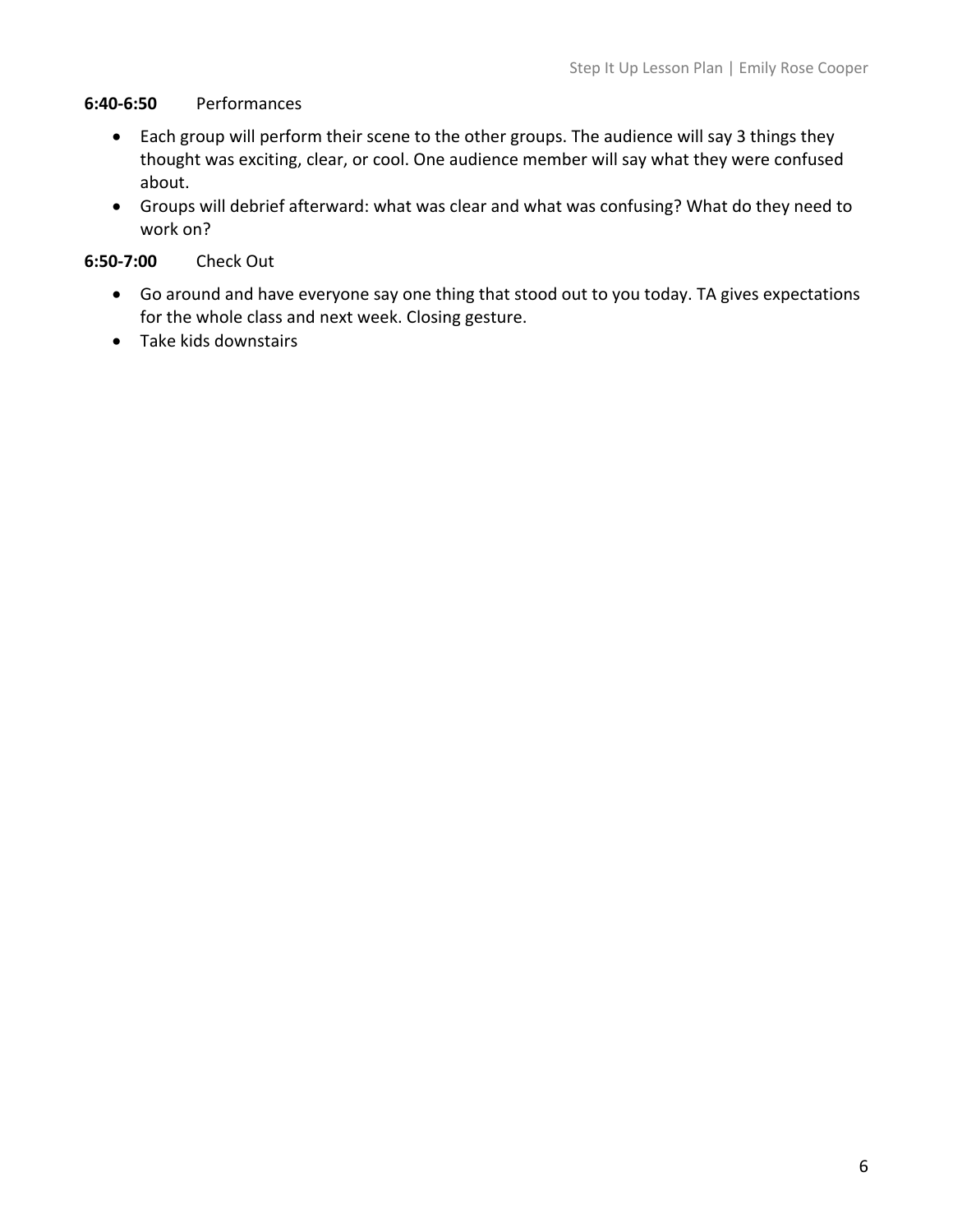**6:40-6:50** Performances

- Each group will perform their scene to the other groups. The audience will say 3 things they thought was exciting, clear, or cool. One audience member will say what they were confused about.
- Groups will debrief afterward: what was clear and what was confusing? What do they need to work on?

**6:50-7:00** Check Out

- Go around and have everyone say one thing that stood out to you today. TA gives expectations for the whole class and next week. Closing gesture.
- Take kids downstairs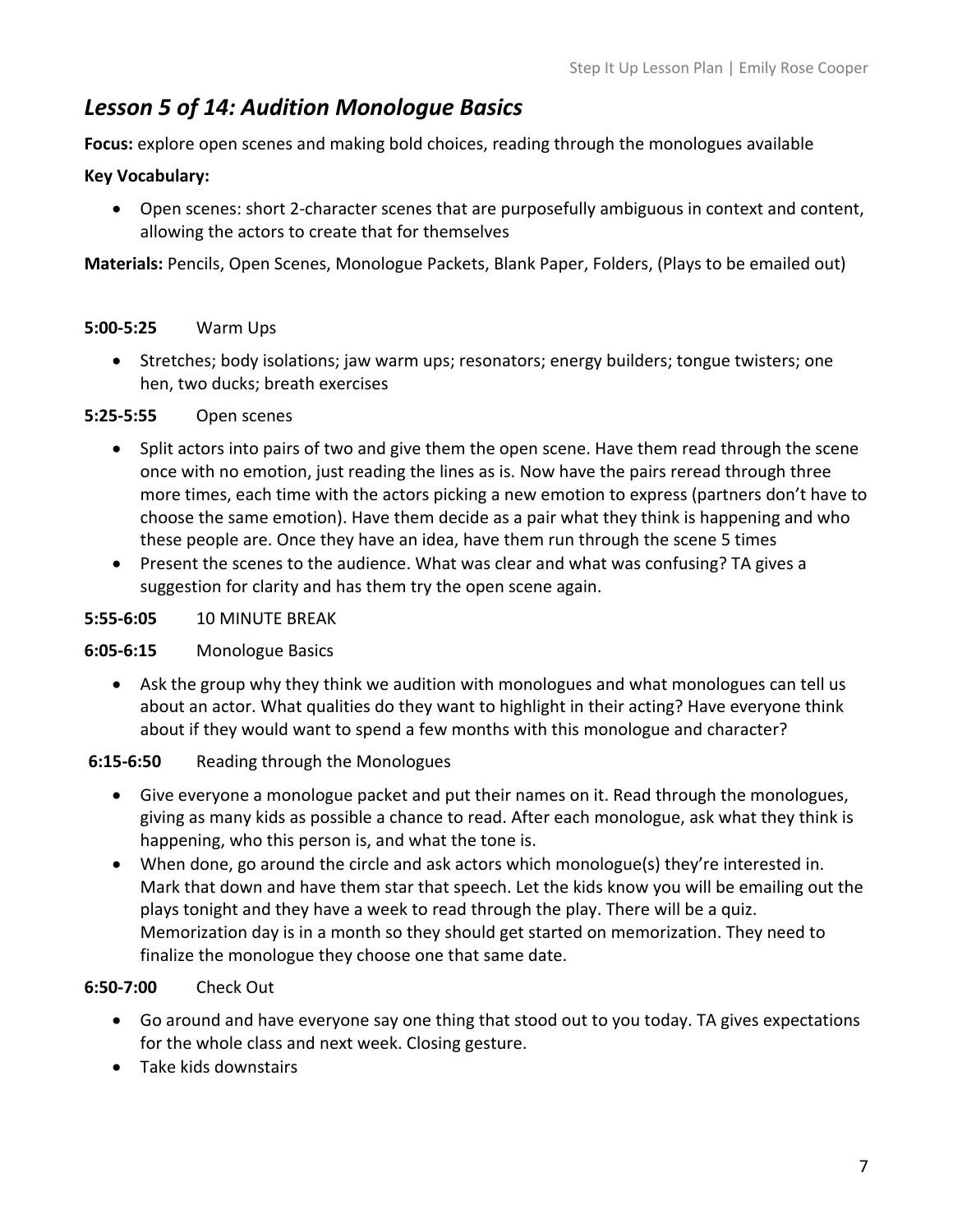## *Lesson 5 of 14: Audition Monologue Basics*

**Focus:** explore open scenes and making bold choices, reading through the monologues available

**Key Vocabulary:**

- Open scenes: short 2-character scenes that are purposefully ambiguous in context and content, allowing the actors to create that for themselves

**Materials:** Pencils, Open Scenes, Monologue Packets, Blank Paper, Folders, (Plays to be emailed out)

**5:00-5:25** Warm Ups

- Stretches; body isolations; jaw warm ups; resonators; energy builders; tongue twisters; one hen, two ducks; breath exercises

**5:25-5:55** Open scenes

- Split actors into pairs of two and give them the open scene. Have them read through the scene once with no emotion, just reading the lines as is. Now have the pairs reread through three more times, each time with the actors picking a new emotion to express (partners don't have to choose the same emotion). Have them decide as a pair what they think is happening and who these people are. Once they have an idea, have them run through the scene 5 times
- Present the scenes to the audience. What was clear and what was confusing? TA gives a suggestion for clarity and has them try the open scene again.

**5:55-6:05** 10 MINUTE BREAK

**6:05-6:15** Monologue Basics

- Ask the group why they think we audition with monologues and what monologues can tell us about an actor. What qualities do they want to highlight in their acting? Have everyone think about if they would want to spend a few months with this monologue and character?

**6:15-6:50** Reading through the Monologues

- Give everyone a monologue packet and put their names on it. Read through the monologues, giving as many kids as possible a chance to read. After each monologue, ask what they think is happening, who this person is, and what the tone is.
- When done, go around the circle and ask actors which monologue(s) they're interested in. Mark that down and have them star that speech. Let the kids know you will be emailing out the plays tonight and they have a week to read through the play. There will be a quiz. Memorization day is in a month so they should get started on memorization. They need to finalize the monologue they choose one that same date.

**6:50-7:00** Check Out

- Go around and have everyone say one thing that stood out to you today. TA gives expectations for the whole class and next week. Closing gesture.
- Take kids downstairs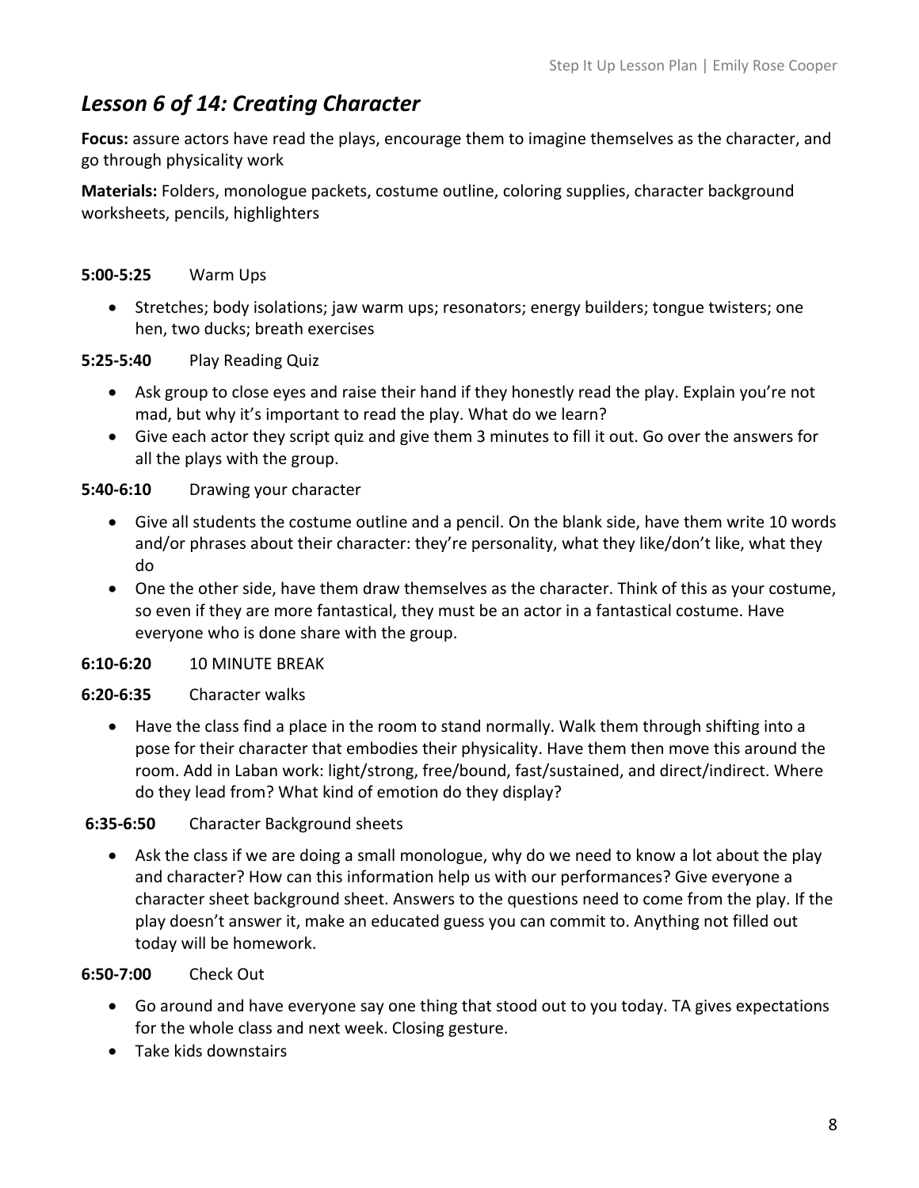## *Lesson 6 of 14: Creating Character*

**Focus:** assure actors have read the plays, encourage them to imagine themselves as the character, and go through physicality work

**Materials:** Folders, monologue packets, costume outline, coloring supplies, character background worksheets, pencils, highlighters

**5:00-5:25** Warm Ups

- Stretches; body isolations; jaw warm ups; resonators; energy builders; tongue twisters; one hen, two ducks; breath exercises

**5:25-5:40** Play Reading Quiz

- Ask group to close eyes and raise their hand if they honestly read the play. Explain you're not mad, but why it's important to read the play. What do we learn?
- Give each actor they script quiz and give them 3 minutes to fill it out. Go over the answers for all the plays with the group.

**5:40-6:10** Drawing your character

- Give all students the costume outline and a pencil. On the blank side, have them write 10 words and/or phrases about their character: they're personality, what they like/don't like, what they do
- One the other side, have them draw themselves as the character. Think of this as your costume, so even if they are more fantastical, they must be an actor in a fantastical costume. Have everyone who is done share with the group.

**6:10-6:20** 10 MINUTE BREAK

**6:20-6:35** Character walks

- Have the class find a place in the room to stand normally. Walk them through shifting into a pose for their character that embodies their physicality. Have them then move this around the room. Add in Laban work: light/strong, free/bound, fast/sustained, and direct/indirect. Where do they lead from? What kind of emotion do they display?

**6:35-6:50** Character Background sheets

- Ask the class if we are doing a small monologue, why do we need to know a lot about the play and character? How can this information help us with our performances? Give everyone a character sheet background sheet. Answers to the questions need to come from the play. If the play doesn't answer it, make an educated guess you can commit to. Anything not filled out today will be homework.

**6:50-7:00** Check Out

- Go around and have everyone say one thing that stood out to you today. TA gives expectations for the whole class and next week. Closing gesture.
- Take kids downstairs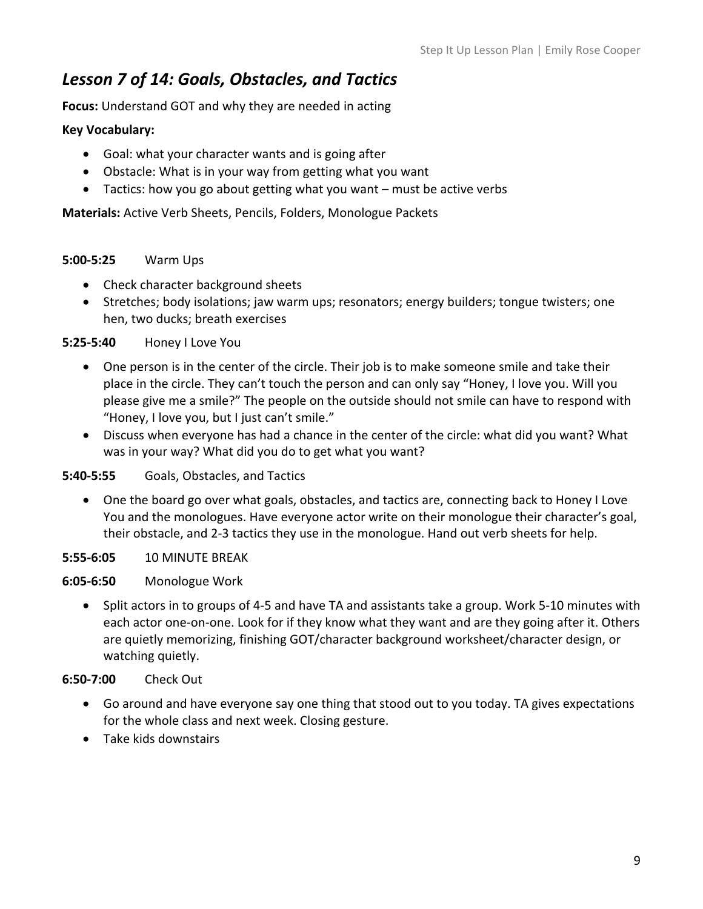## *Lesson 7 of 14: Goals, Obstacles, and Tactics*

**Focus:** Understand GOT and why they are needed in acting

**Key Vocabulary:**

- Goal: what your character wants and is going after
- Obstacle: What is in your way from getting what you want
- Tactics: how you go about getting what you want – must be active verbs

**Materials:** Active Verb Sheets, Pencils, Folders, Monologue Packets

**5:00-5:25** Warm Ups

- Check character background sheets
- Stretches; body isolations; jaw warm ups; resonators; energy builders; tongue twisters; one hen, two ducks; breath exercises

**5:25-5:40** Honey I Love You

- One person is in the center of the circle. Their job is to make someone smile and take their place in the circle. They can't touch the person and can only say "Honey, I love you. Will you please give me a smile?" The people on the outside should not smile can have to respond with "Honey, I love you, but I just can't smile."
- Discuss when everyone has had a chance in the center of the circle: what did you want? What was in your way? What did you do to get what you want?

**5:40-5:55** Goals, Obstacles, and Tactics

- One the board go over what goals, obstacles, and tactics are, connecting back to Honey I Love You and the monologues. Have everyone actor write on their monologue their character's goal, their obstacle, and 2-3 tactics they use in the monologue. Hand out verb sheets for help.

**5:55-6:05** 10 MINUTE BREAK

**6:05-6:50** Monologue Work

- Split actors in to groups of 4-5 and have TA and assistants take a group. Work 5-10 minutes with each actor one-on-one. Look for if they know what they want and are they going after it. Others are quietly memorizing, finishing GOT/character background worksheet/character design, or watching quietly.

**6:50-7:00** Check Out

- Go around and have everyone say one thing that stood out to you today. TA gives expectations for the whole class and next week. Closing gesture.
- Take kids downstairs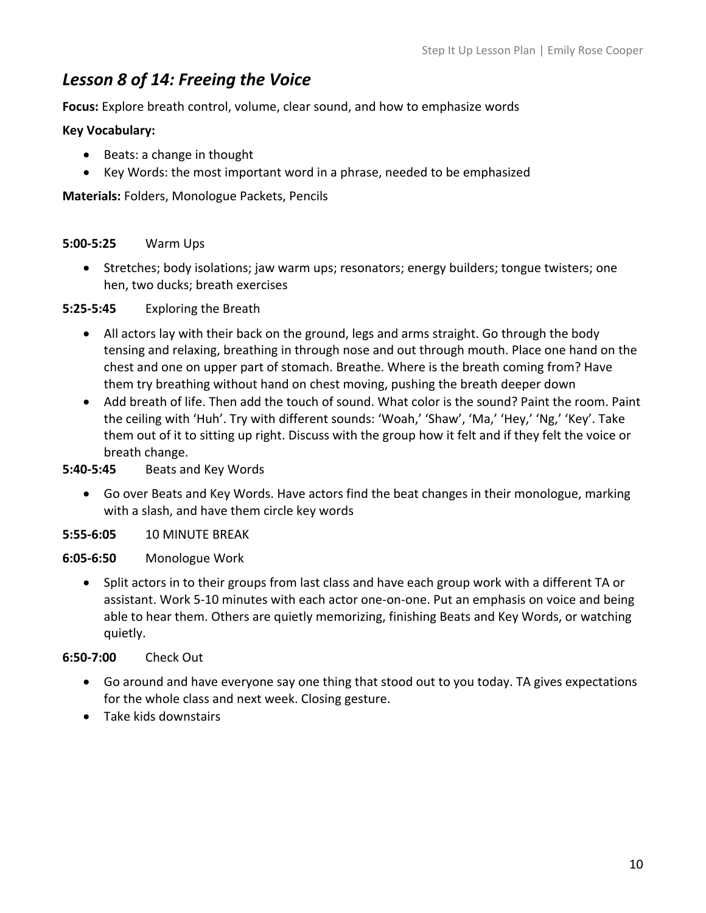## *Lesson 8 of 14: Freeing the Voice*

**Focus:** Explore breath control, volume, clear sound, and how to emphasize words

**Key Vocabulary:**

- Beats: a change in thought
- Key Words: the most important word in a phrase, needed to be emphasized

**Materials:** Folders, Monologue Packets, Pencils

**5:00-5:25** Warm Ups

- Stretches; body isolations; jaw warm ups; resonators; energy builders; tongue twisters; one hen, two ducks; breath exercises

**5:25-5:45** Exploring the Breath

- All actors lay with their back on the ground, legs and arms straight. Go through the body tensing and relaxing, breathing in through nose and out through mouth. Place one hand on the chest and one on upper part of stomach. Breathe. Where is the breath coming from? Have them try breathing without hand on chest moving, pushing the breath deeper down
- Add breath of life. Then add the touch of sound. What color is the sound? Paint the room. Paint the ceiling with 'Huh'. Try with different sounds: 'Woah,' 'Shaw', 'Ma,' 'Hey,' 'Ng,' 'Key'. Take them out of it to sitting up right. Discuss with the group how it felt and if they felt the voice or breath change.

**5:40-5:45** Beats and Key Words

- Go over Beats and Key Words. Have actors find the beat changes in their monologue, marking with a slash, and have them circle key words

**5:55-6:05** 10 MINUTE BREAK

**6:05-6:50** Monologue Work

- Split actors in to their groups from last class and have each group work with a different TA or assistant. Work 5-10 minutes with each actor one-on-one. Put an emphasis on voice and being able to hear them. Others are quietly memorizing, finishing Beats and Key Words, or watching quietly.

**6:50-7:00** Check Out

- Go around and have everyone say one thing that stood out to you today. TA gives expectations for the whole class and next week. Closing gesture.
- Take kids downstairs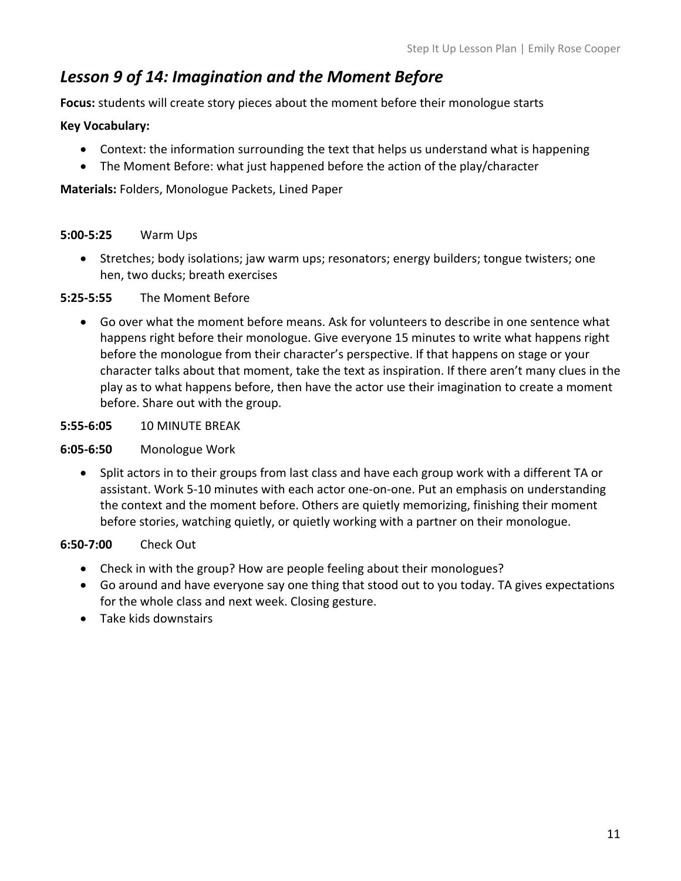## *Lesson 9 of 14: Imagination and the Moment Before*

**Focus:** students will create story pieces about the moment before their monologue starts

**Key Vocabulary:**

- Context: the information surrounding the text that helps us understand what is happening
- The Moment Before: what just happened before the action of the play/character

**Materials:** Folders, Monologue Packets, Lined Paper

**5:00-5:25** Warm Ups

- Stretches; body isolations; jaw warm ups; resonators; energy builders; tongue twisters; one hen, two ducks; breath exercises

**5:25-5:55** The Moment Before

- Go over what the moment before means. Ask for volunteers to describe in one sentence what happens right before their monologue. Give everyone 15 minutes to write what happens right before the monologue from their character's perspective. If that happens on stage or your character talks about that moment, take the text as inspiration. If there aren't many clues in the play as to what happens before, then have the actor use their imagination to create a moment before. Share out with the group.

**5:55-6:05** 10 MINUTE BREAK

**6:05-6:50** Monologue Work

- Split actors in to their groups from last class and have each group work with a different TA or assistant. Work 5-10 minutes with each actor one-on-one. Put an emphasis on understanding the context and the moment before. Others are quietly memorizing, finishing their moment before stories, watching quietly, or quietly working with a partner on their monologue.

**6:50-7:00** Check Out

- Check in with the group? How are people feeling about their monologues?
- Go around and have everyone say one thing that stood out to you today. TA gives expectations for the whole class and next week. Closing gesture.
- Take kids downstairs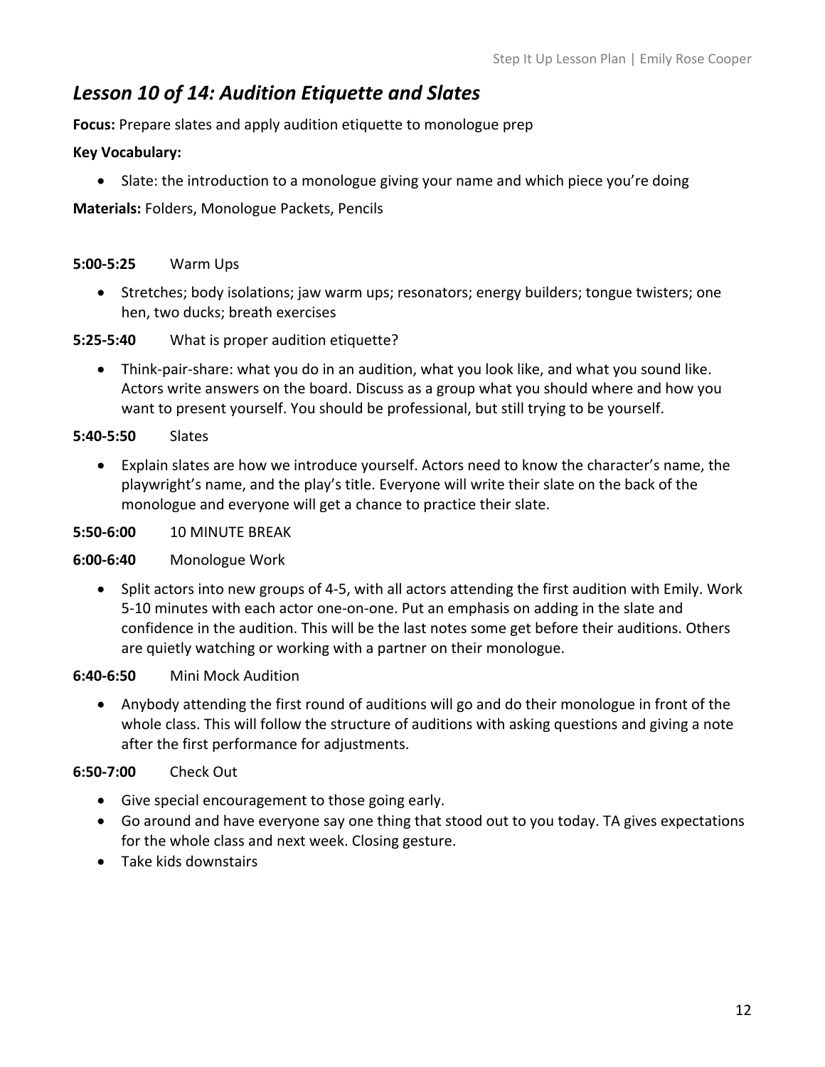## *Lesson 10 of 14: Audition Etiquette and Slates*

**Focus:** Prepare slates and apply audition etiquette to monologue prep

**Key Vocabulary:**

- Slate: the introduction to a monologue giving your name and which piece you're doing

**Materials:** Folders, Monologue Packets, Pencils

**5:00-5:25** Warm Ups

- Stretches; body isolations; jaw warm ups; resonators; energy builders; tongue twisters; one hen, two ducks; breath exercises

**5:25-5:40** What is proper audition etiquette?

- Think-pair-share: what you do in an audition, what you look like, and what you sound like. Actors write answers on the board. Discuss as a group what you should where and how you want to present yourself. You should be professional, but still trying to be yourself.

**5:40-5:50** Slates

- Explain slates are how we introduce yourself. Actors need to know the character's name, the playwright's name, and the play's title. Everyone will write their slate on the back of the monologue and everyone will get a chance to practice their slate.

**5:50-6:00** 10 MINUTE BREAK

**6:00-6:40** Monologue Work

- Split actors into new groups of 4-5, with all actors attending the first audition with Emily. Work 5-10 minutes with each actor one-on-one. Put an emphasis on adding in the slate and confidence in the audition. This will be the last notes some get before their auditions. Others are quietly watching or working with a partner on their monologue.

**6:40-6:50** Mini Mock Audition

- Anybody attending the first round of auditions will go and do their monologue in front of the whole class. This will follow the structure of auditions with asking questions and giving a note after the first performance for adjustments.

**6:50-7:00** Check Out

- Give special encouragement to those going early.
- Go around and have everyone say one thing that stood out to you today. TA gives expectations for the whole class and next week. Closing gesture.
- Take kids downstairs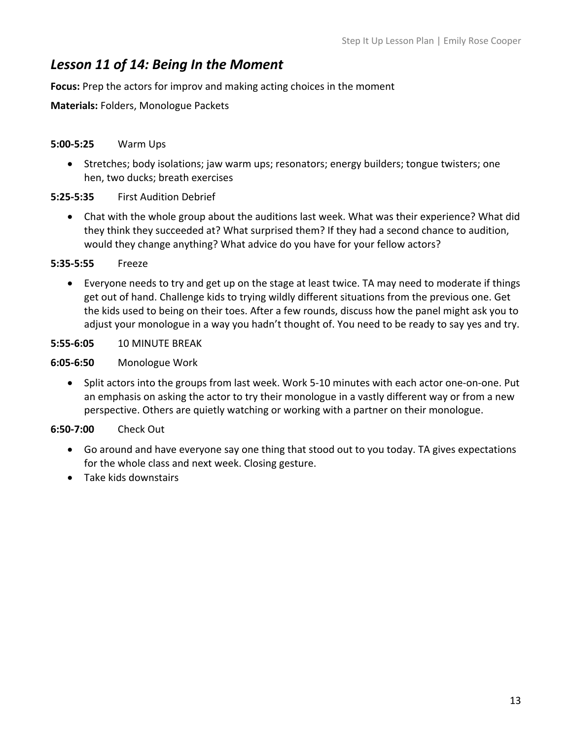## *Lesson 11 of 14: Being In the Moment*

**Focus:** Prep the actors for improv and making acting choices in the moment

**Materials:** Folders, Monologue Packets

**5:00-5:25** Warm Ups

- Stretches; body isolations; jaw warm ups; resonators; energy builders; tongue twisters; one hen, two ducks; breath exercises

**5:25-5:35** First Audition Debrief

- Chat with the whole group about the auditions last week. What was their experience? What did they think they succeeded at? What surprised them? If they had a second chance to audition, would they change anything? What advice do you have for your fellow actors?

**5:35-5:55** Freeze

- Everyone needs to try and get up on the stage at least twice. TA may need to moderate if things get out of hand. Challenge kids to trying wildly different situations from the previous one. Get the kids used to being on their toes. After a few rounds, discuss how the panel might ask you to adjust your monologue in a way you hadn't thought of. You need to be ready to say yes and try.

**5:55-6:05** 10 MINUTE BREAK

**6:05-6:50** Monologue Work

- Split actors into the groups from last week. Work 5-10 minutes with each actor one-on-one. Put an emphasis on asking the actor to try their monologue in a vastly different way or from a new perspective. Others are quietly watching or working with a partner on their monologue.

**6:50-7:00** Check Out

- Go around and have everyone say one thing that stood out to you today. TA gives expectations for the whole class and next week. Closing gesture.
- Take kids downstairs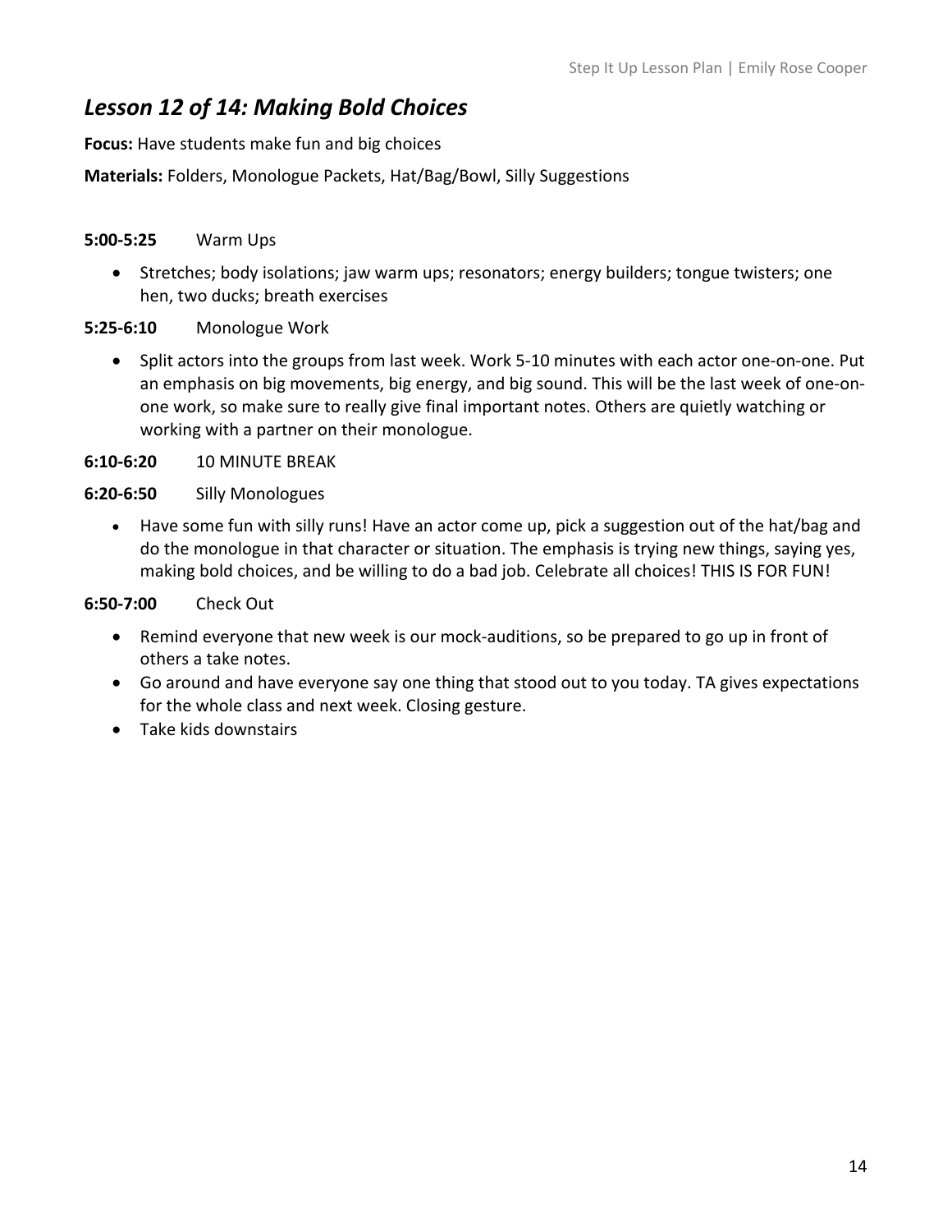## *Lesson 12 of 14: Making Bold Choices*

**Focus:** Have students make fun and big choices

**Materials:** Folders, Monologue Packets, Hat/Bag/Bowl, Silly Suggestions

**5:00-5:25** Warm Ups

- Stretches; body isolations; jaw warm ups; resonators; energy builders; tongue twisters; one hen, two ducks; breath exercises

**5:25-6:10** Monologue Work

- Split actors into the groups from last week. Work 5-10 minutes with each actor one-on-one. Put an emphasis on big movements, big energy, and big sound. This will be the last week of one-on-one work, so make sure to really give final important notes. Others are quietly watching or working with a partner on their monologue.

**6:10-6:20** 10 MINUTE BREAK

**6:20-6:50** Silly Monologues

- Have some fun with silly runs! Have an actor come up, pick a suggestion out of the hat/bag and do the monologue in that character or situation. The emphasis is trying new things, saying yes, making bold choices, and be willing to do a bad job. Celebrate all choices! THIS IS FOR FUN!

**6:50-7:00** Check Out

- Remind everyone that new week is our mock-auditions, so be prepared to go up in front of others a take notes.
- Go around and have everyone say one thing that stood out to you today. TA gives expectations for the whole class and next week. Closing gesture.
- Take kids downstairs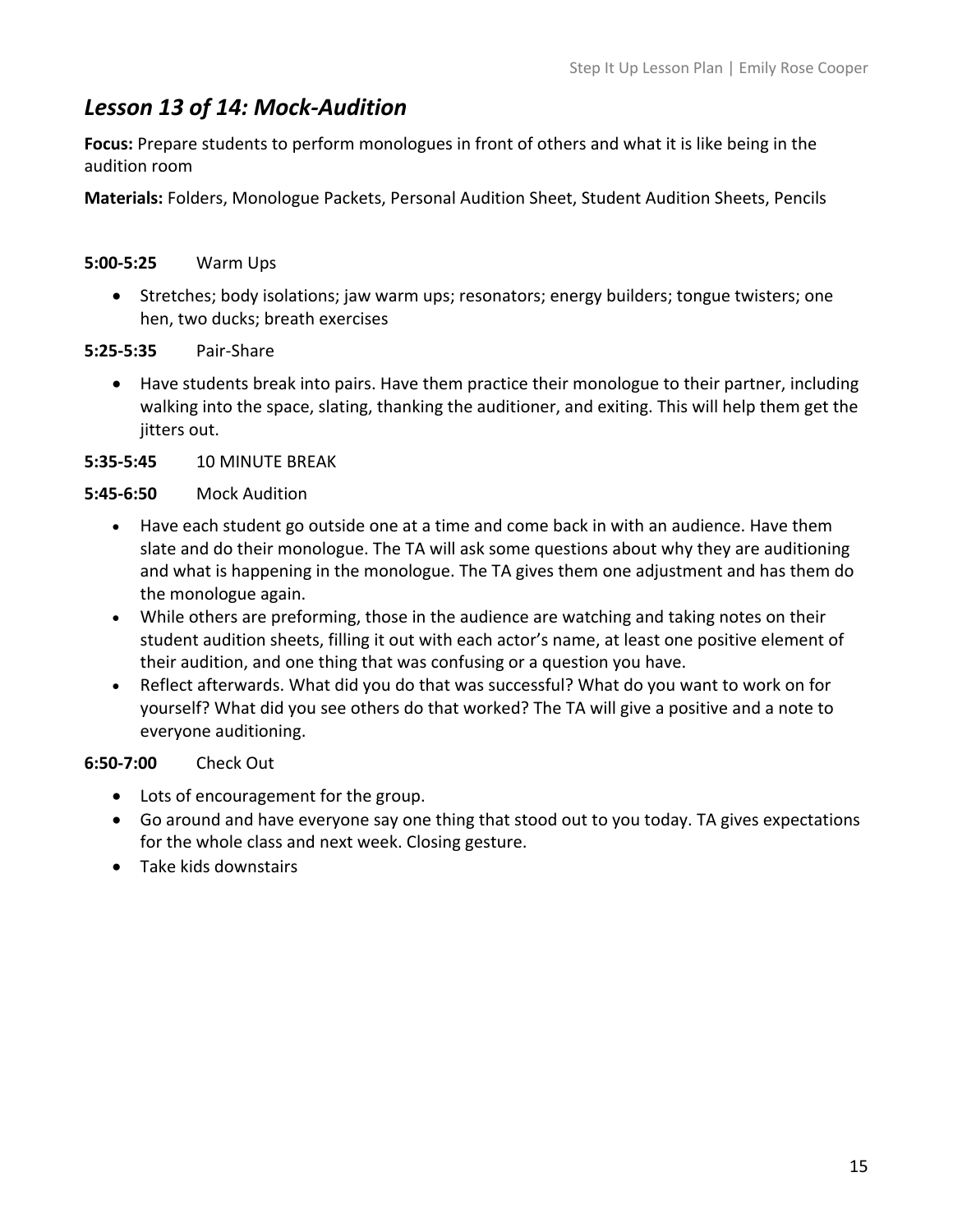## *Lesson 13 of 14: Mock-Audition*

**Focus:** Prepare students to perform monologues in front of others and what it is like being in the audition room

**Materials:** Folders, Monologue Packets, Personal Audition Sheet, Student Audition Sheets, Pencils

**5:00-5:25** Warm Ups

- Stretches; body isolations; jaw warm ups; resonators; energy builders; tongue twisters; one hen, two ducks; breath exercises

**5:25-5:35** Pair-Share

- Have students break into pairs. Have them practice their monologue to their partner, including walking into the space, slating, thanking the auditioner, and exiting. This will help them get the jitters out.

**5:35-5:45** 10 MINUTE BREAK

**5:45-6:50** Mock Audition

- Have each student go outside one at a time and come back in with an audience. Have them slate and do their monologue. The TA will ask some questions about why they are auditioning and what is happening in the monologue. The TA gives them one adjustment and has them do the monologue again.
- While others are preforming, those in the audience are watching and taking notes on their student audition sheets, filling it out with each actor's name, at least one positive element of their audition, and one thing that was confusing or a question you have.
- Reflect afterwards. What did you do that was successful? What do you want to work on for yourself? What did you see others do that worked? The TA will give a positive and a note to everyone auditioning.

**6:50-7:00** Check Out

- Lots of encouragement for the group.
- Go around and have everyone say one thing that stood out to you today. TA gives expectations for the whole class and next week. Closing gesture.
- Take kids downstairs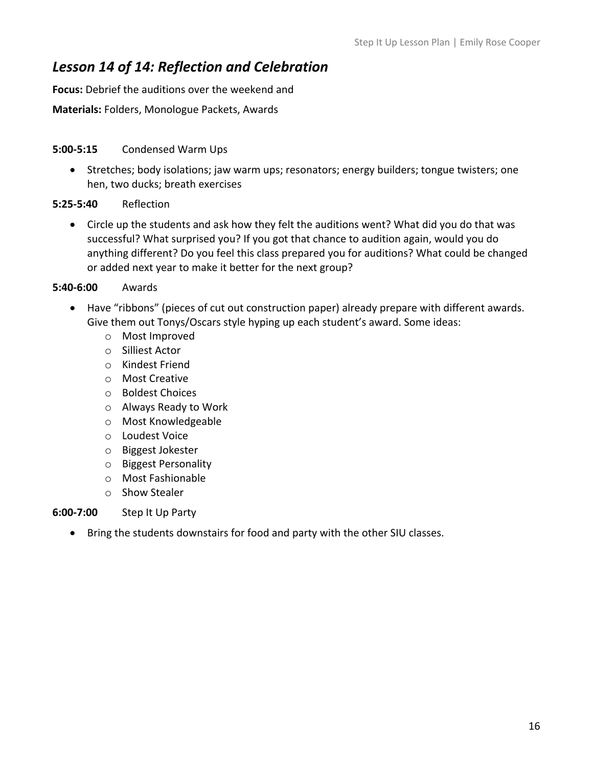## *Lesson 14 of 14: Reflection and Celebration*

**Focus:** Debrief the auditions over the weekend and

**Materials:** Folders, Monologue Packets, Awards

**5:00-5:15** Condensed Warm Ups

- Stretches; body isolations; jaw warm ups; resonators; energy builders; tongue twisters; one hen, two ducks; breath exercises

**5:25-5:40** Reflection

- Circle up the students and ask how they felt the auditions went? What did you do that was successful? What surprised you? If you got that chance to audition again, would you do anything different? Do you feel this class prepared you for auditions? What could be changed or added next year to make it better for the next group?

**5:40-6:00** Awards

- Have "ribbons" (pieces of cut out construction paper) already prepare with different awards. Give them out Tonys/Oscars style hyping up each student's award. Some ideas:
  - Most Improved
  - Silliest Actor
  - Kindest Friend
  - Most Creative
  - Boldest Choices
  - Always Ready to Work
  - Most Knowledgeable
  - Loudest Voice
  - Biggest Jokester
  - Biggest Personality
  - Most Fashionable
  - Show Stealer

**6:00-7:00** Step It Up Party

- Bring the students downstairs for food and party with the other SIU classes.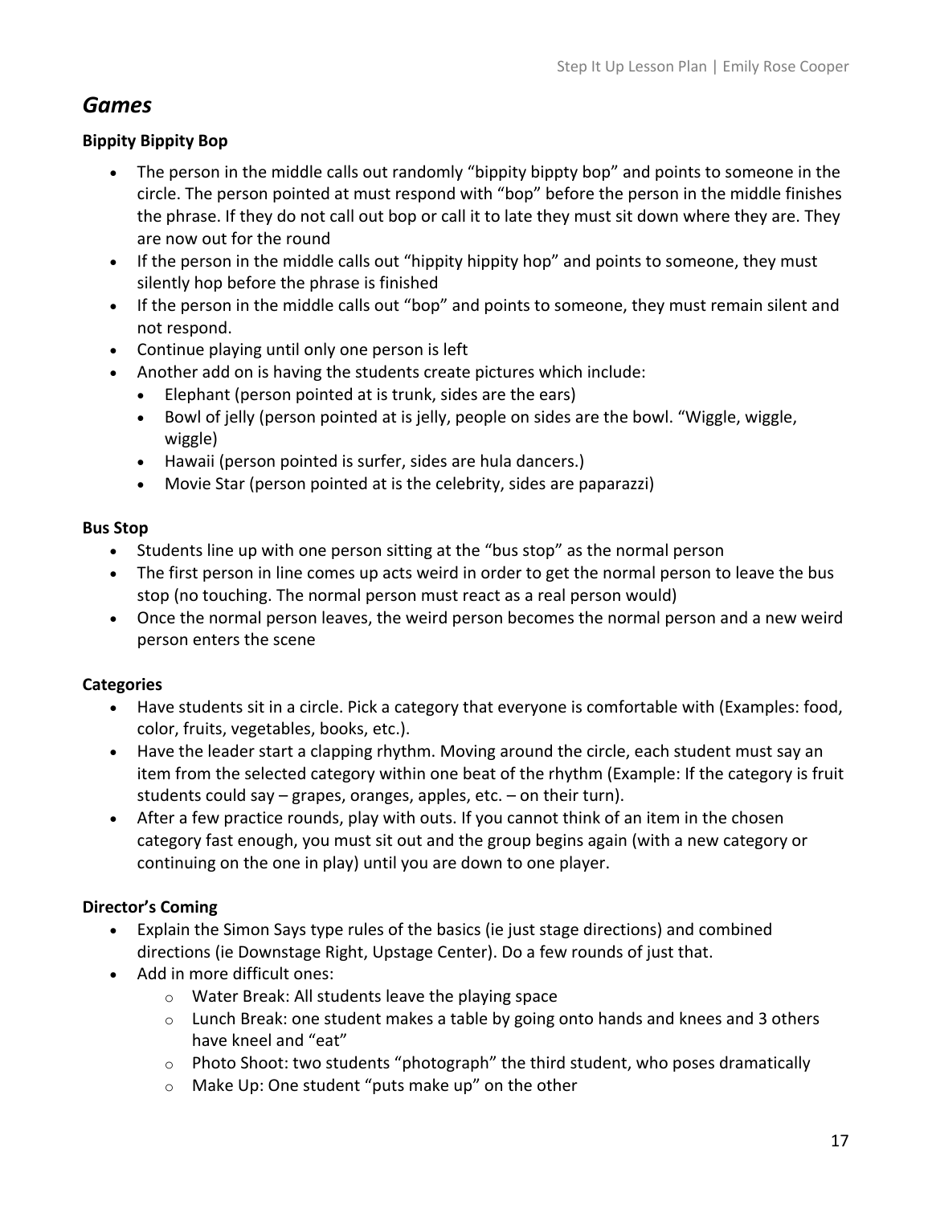## *Games*

**Bippity Bippity Bop**

- The person in the middle calls out randomly "bippity bippty bop" and points to someone in the circle. The person pointed at must respond with "bop" before the person in the middle finishes the phrase. If they do not call out bop or call it to late they must sit down where they are. They are now out for the round
- If the person in the middle calls out "hippity hippity hop" and points to someone, they must silently hop before the phrase is finished
- If the person in the middle calls out "bop" and points to someone, they must remain silent and not respond.
- Continue playing until only one person is left
- Another add on is having the students create pictures which include:
  - Elephant (person pointed at is trunk, sides are the ears)
  - Bowl of jelly (person pointed at is jelly, people on sides are the bowl. "Wiggle, wiggle, wiggle)
  - Hawaii (person pointed is surfer, sides are hula dancers.)
  - Movie Star (person pointed at is the celebrity, sides are paparazzi)

**Bus Stop**

- Students line up with one person sitting at the "bus stop" as the normal person
- The first person in line comes up acts weird in order to get the normal person to leave the bus stop (no touching. The normal person must react as a real person would)
- Once the normal person leaves, the weird person becomes the normal person and a new weird person enters the scene

**Categories**

- Have students sit in a circle. Pick a category that everyone is comfortable with (Examples: food, color, fruits, vegetables, books, etc.).
- Have the leader start a clapping rhythm. Moving around the circle, each student must say an item from the selected category within one beat of the rhythm (Example: If the category is fruit students could say – grapes, oranges, apples, etc. – on their turn).
- After a few practice rounds, play with outs. If you cannot think of an item in the chosen category fast enough, you must sit out and the group begins again (with a new category or continuing on the one in play) until you are down to one player.

**Director's Coming**

- Explain the Simon Says type rules of the basics (ie just stage directions) and combined directions (ie Downstage Right, Upstage Center). Do a few rounds of just that.
- Add in more difficult ones:
  - Water Break: All students leave the playing space
  - Lunch Break: one student makes a table by going onto hands and knees and 3 others have kneel and "eat"
  - Photo Shoot: two students "photograph" the third student, who poses dramatically
  - Make Up: One student "puts make up" on the other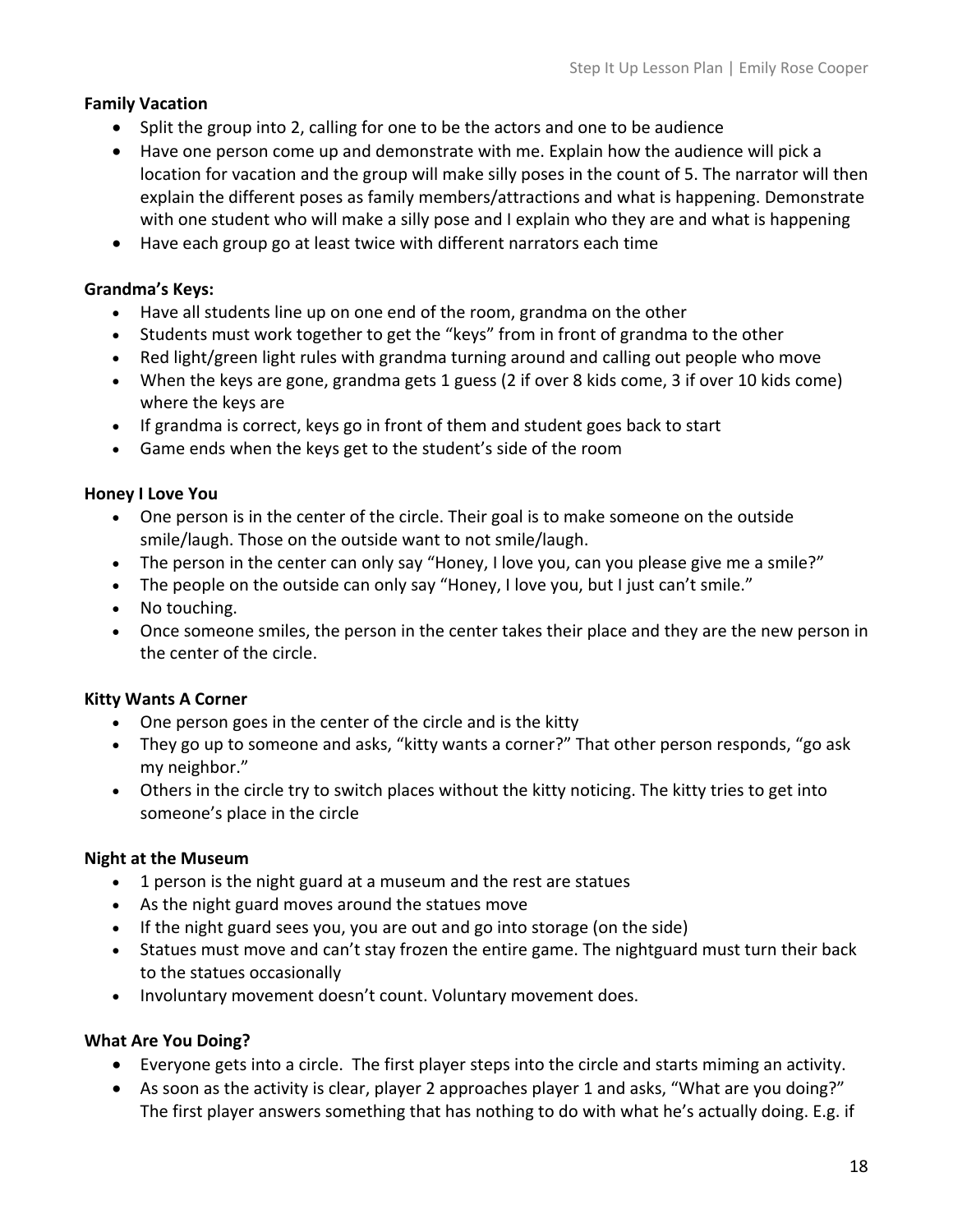**Family Vacation**

- Split the group into 2, calling for one to be the actors and one to be audience
- Have one person come up and demonstrate with me. Explain how the audience will pick a location for vacation and the group will make silly poses in the count of 5. The narrator will then explain the different poses as family members/attractions and what is happening. Demonstrate with one student who will make a silly pose and I explain who they are and what is happening
- Have each group go at least twice with different narrators each time

**Grandma's Keys:**

- Have all students line up on one end of the room, grandma on the other
- Students must work together to get the "keys" from in front of grandma to the other
- Red light/green light rules with grandma turning around and calling out people who move
- When the keys are gone, grandma gets 1 guess (2 if over 8 kids come, 3 if over 10 kids come) where the keys are
- If grandma is correct, keys go in front of them and student goes back to start
- Game ends when the keys get to the student's side of the room

**Honey I Love You**

- One person is in the center of the circle. Their goal is to make someone on the outside smile/laugh. Those on the outside want to not smile/laugh.
- The person in the center can only say "Honey, I love you, can you please give me a smile?"
- The people on the outside can only say "Honey, I love you, but I just can't smile."
- No touching.
- Once someone smiles, the person in the center takes their place and they are the new person in the center of the circle.

**Kitty Wants A Corner**

- One person goes in the center of the circle and is the kitty
- They go up to someone and asks, "kitty wants a corner?" That other person responds, "go ask my neighbor."
- Others in the circle try to switch places without the kitty noticing. The kitty tries to get into someone's place in the circle

**Night at the Museum**

- 1 person is the night guard at a museum and the rest are statues
- As the night guard moves around the statues move
- If the night guard sees you, you are out and go into storage (on the side)
- Statues must move and can't stay frozen the entire game. The nightguard must turn their back to the statues occasionally
- Involuntary movement doesn't count. Voluntary movement does.

**What Are You Doing?**

- Everyone gets into a circle. The first player steps into the circle and starts miming an activity.
- As soon as the activity is clear, player 2 approaches player 1 and asks, "What are you doing?" The first player answers something that has nothing to do with what he's actually doing. E.g. if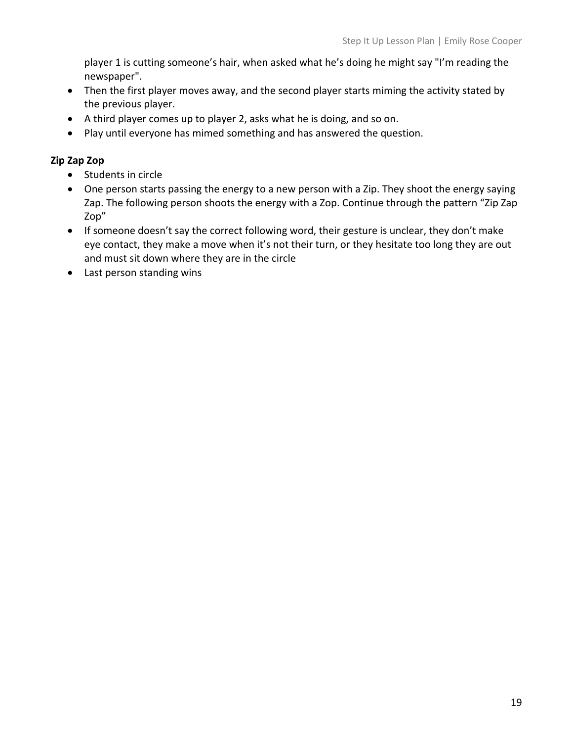player 1 is cutting someone's hair, when asked what he's doing he might say "I'm reading the newspaper".

- Then the first player moves away, and the second player starts miming the activity stated by the previous player.
- A third player comes up to player 2, asks what he is doing, and so on.
- Play until everyone has mimed something and has answered the question.

**Zip Zap Zop**

- Students in circle
- One person starts passing the energy to a new person with a Zip. They shoot the energy saying Zap. The following person shoots the energy with a Zop. Continue through the pattern "Zip Zap Zop"
- If someone doesn't say the correct following word, their gesture is unclear, they don't make eye contact, they make a move when it's not their turn, or they hesitate too long they are out and must sit down where they are in the circle
- Last person standing wins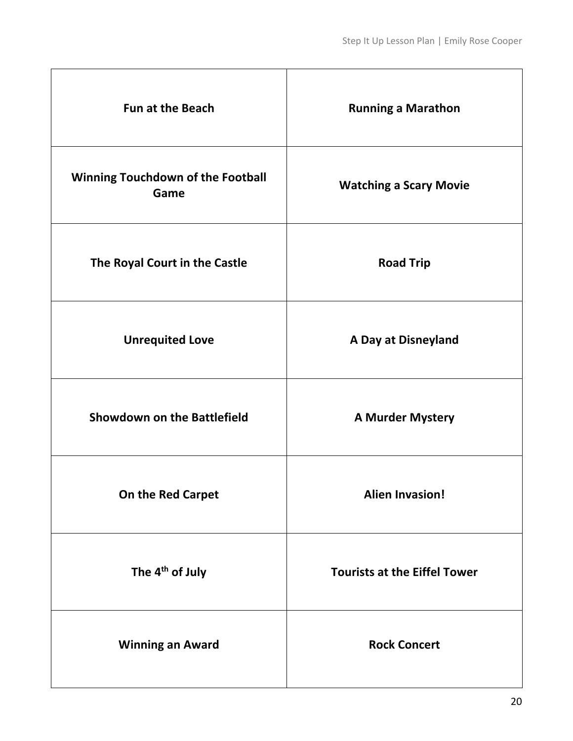| | |
|---|---|
| **Fun at the Beach** | **Running a Marathon** |
| **Winning Touchdown of the Football Game** | **Watching a Scary Movie** |
| **The Royal Court in the Castle** | **Road Trip** |
| **Unrequited Love** | **A Day at Disneyland** |
| **Showdown on the Battlefield** | **A Murder Mystery** |
| **On the Red Carpet** | **Alien Invasion!** |
| **The 4th of July** | **Tourists at the Eiffel Tower** |
| **Winning an Award** | **Rock Concert** |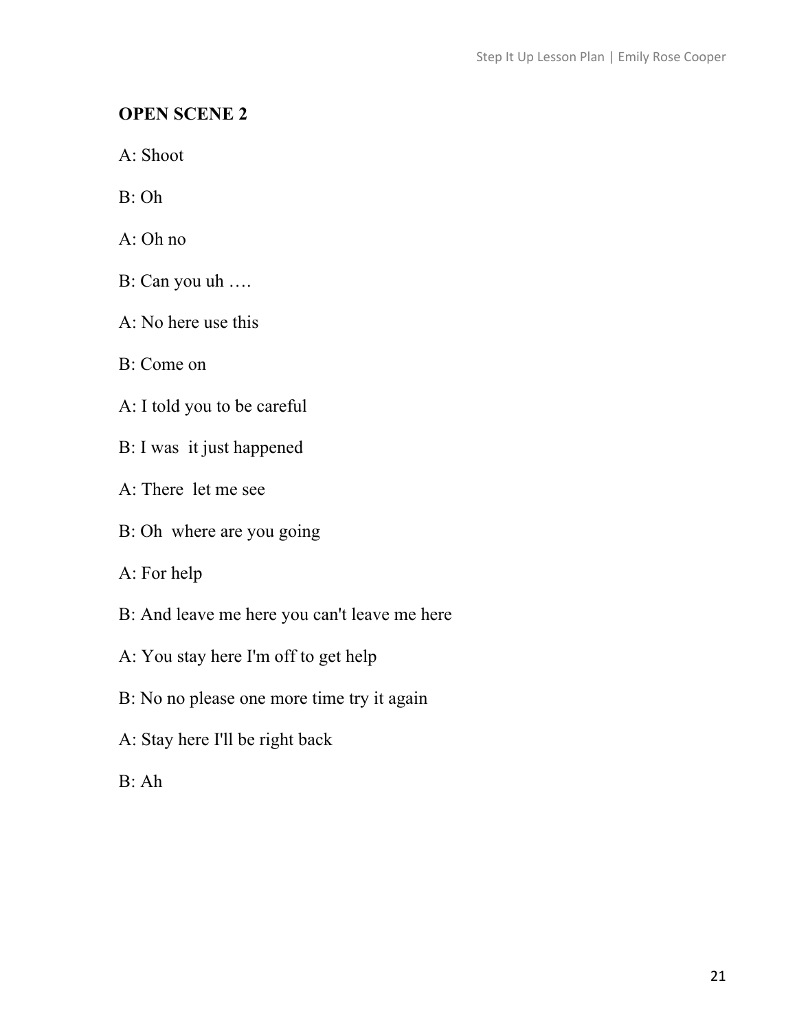**OPEN SCENE 2**

A: Shoot

B: Oh

A: Oh no

B: Can you uh ….

A: No here use this

B: Come on

A: I told you to be careful

B: I was  it just happened

A: There  let me see

B: Oh  where are you going

A: For help

B: And leave me here you can't leave me here

A: You stay here I'm off to get help

B: No no please one more time try it again

A: Stay here I'll be right back

B: Ah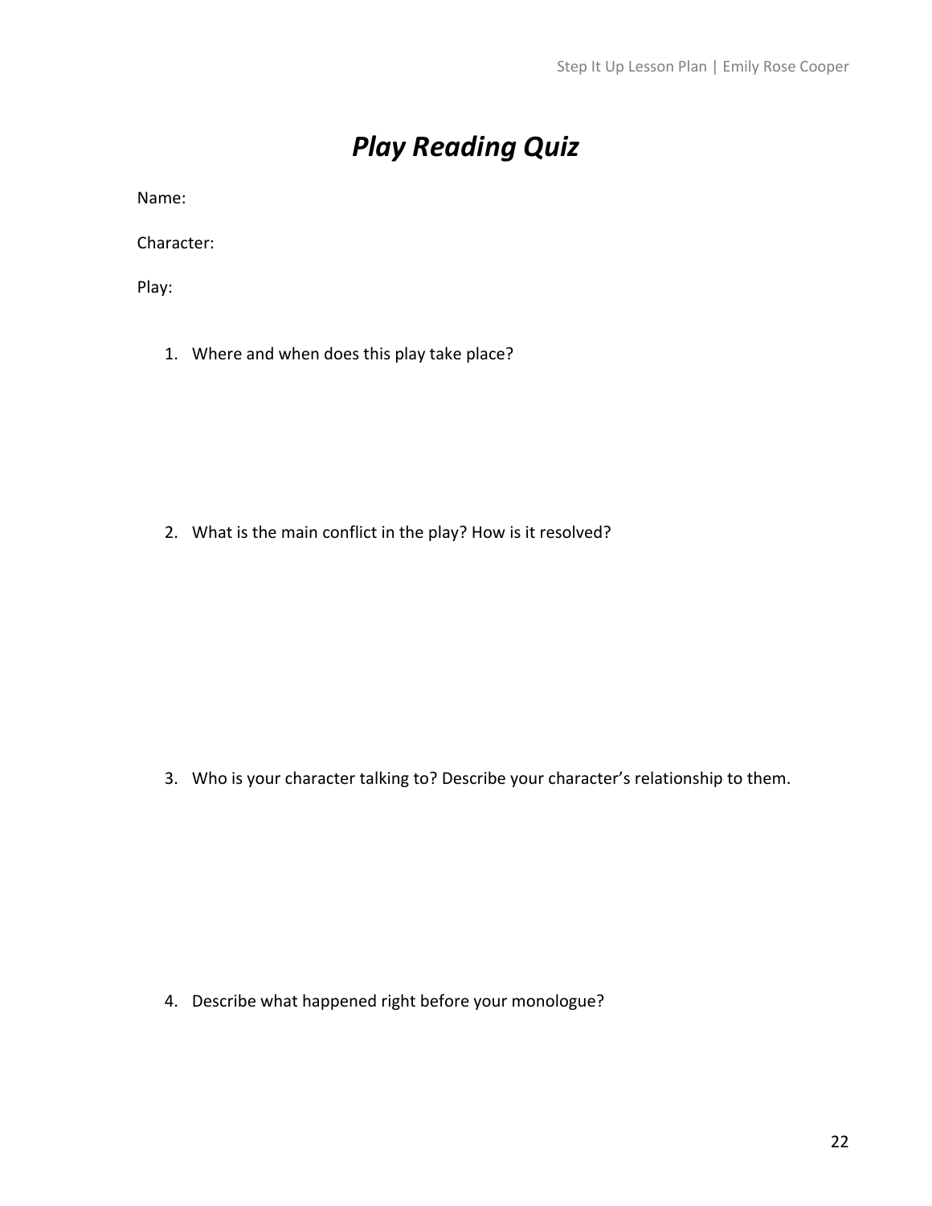# *Play Reading Quiz*

Name:

Character:

Play:

1. Where and when does this play take place?

2. What is the main conflict in the play? How is it resolved?

3. Who is your character talking to? Describe your character's relationship to them.

4. Describe what happened right before your monologue?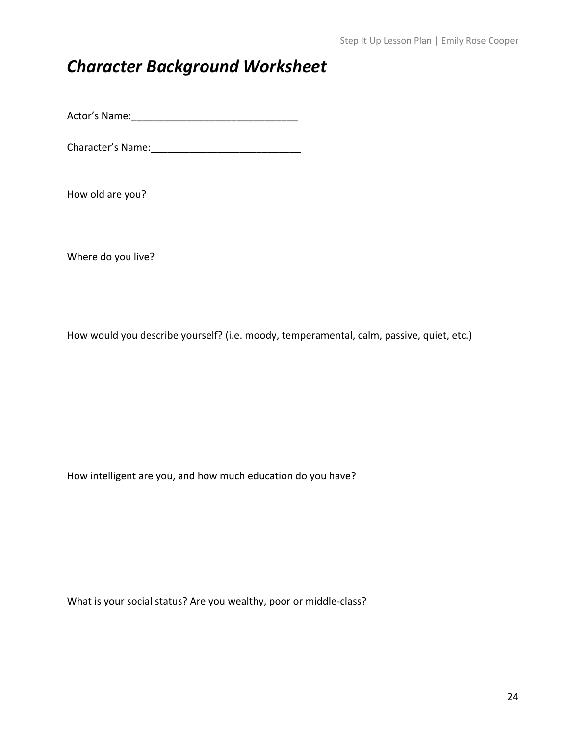# *Character Background Worksheet*

Actor's Name:______________________________

Character's Name:___________________________

How old are you?

Where do you live?

How would you describe yourself? (i.e. moody, temperamental, calm, passive, quiet, etc.)

How intelligent are you, and how much education do you have?

What is your social status? Are you wealthy, poor or middle-class?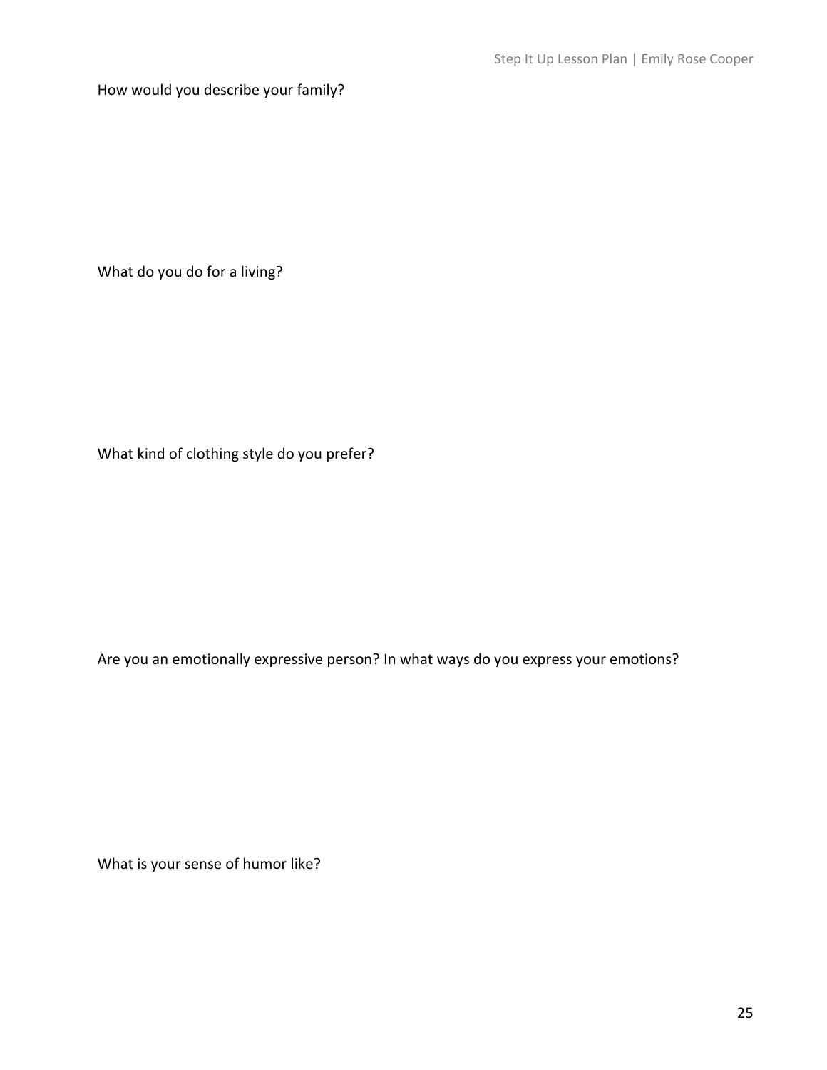How would you describe your family?

What do you do for a living?

What kind of clothing style do you prefer?

Are you an emotionally expressive person? In what ways do you express your emotions?

What is your sense of humor like?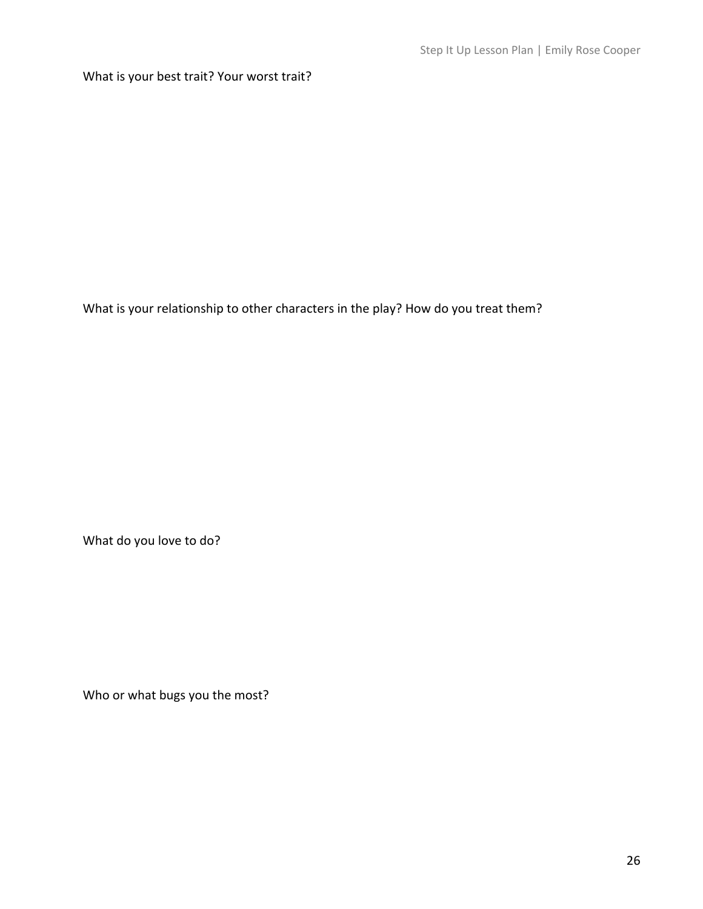What is your best trait? Your worst trait?

What is your relationship to other characters in the play? How do you treat them?

What do you love to do?

Who or what bugs you the most?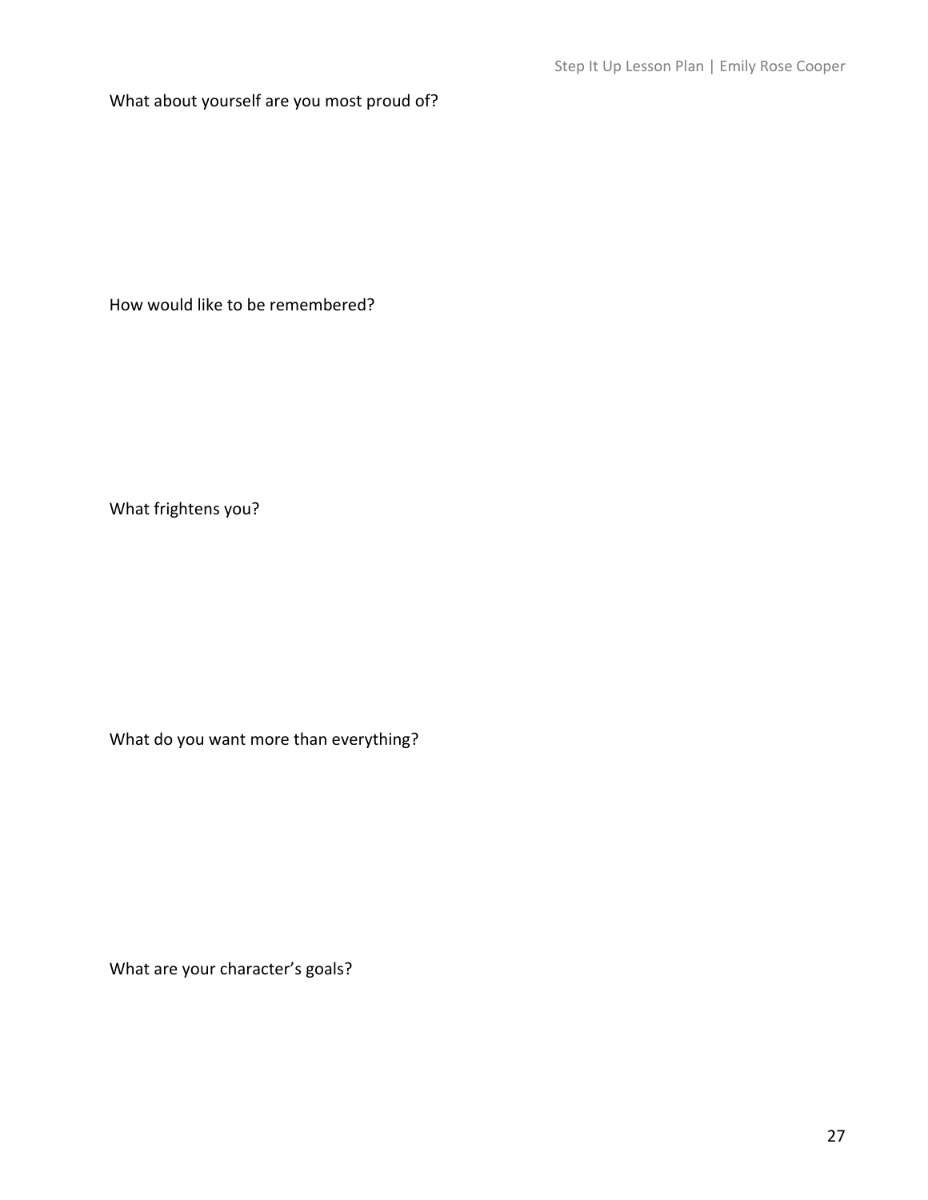What about yourself are you most proud of?

How would like to be remembered?

What frightens you?

What do you want more than everything?

What are your character's goals?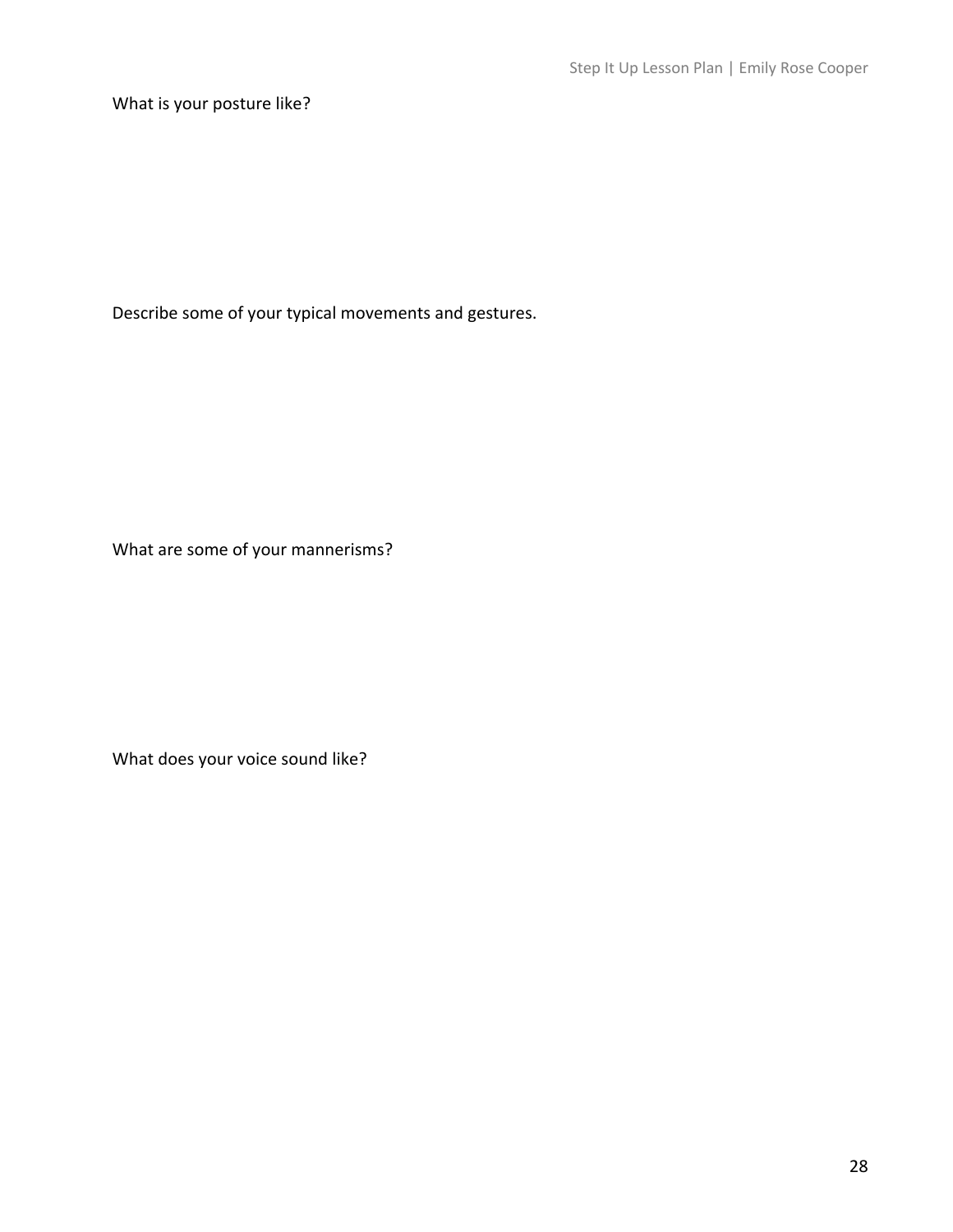What is your posture like?

Describe some of your typical movements and gestures.

What are some of your mannerisms?

What does your voice sound like?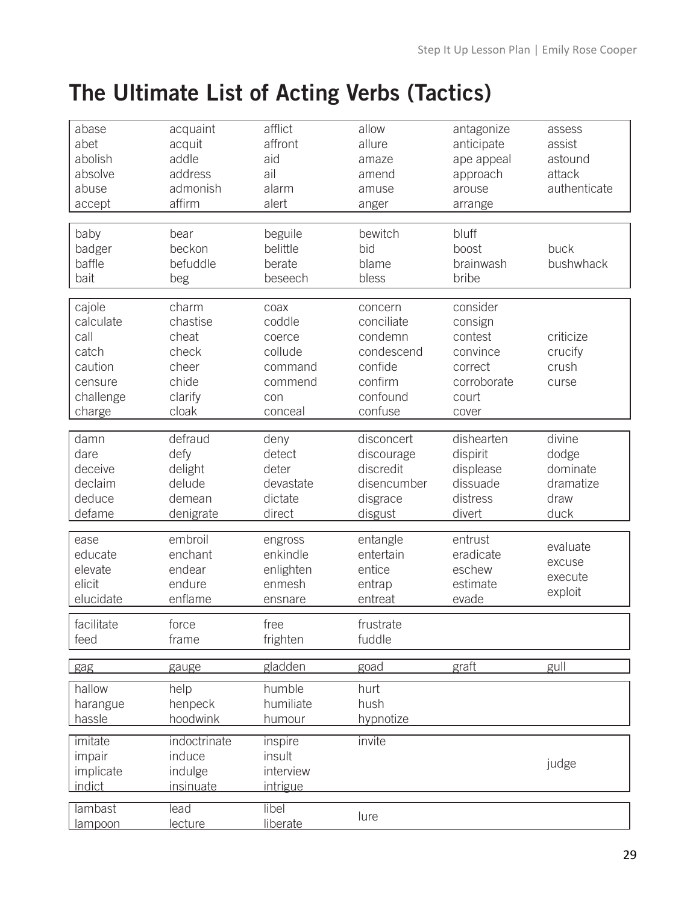# The Ultimate List of Acting Verbs (Tactics)

| abase | acquaint | afflict | allow | antagonize | assess |
|---|---|---|---|---|---|
| abet | acquit | affront | allure | anticipate | assist |
| abolish | addle | aid | amaze | ape appeal | astound |
| absolve | address | ail | amend | approach | attack |
| abuse | admonish | alarm | amuse | arouse | authenticate |
| accept | affirm | alert | anger | arrange | |

| baby | bear | beguile | bewitch | bluff | |
|---|---|---|---|---|---|
| badger | beckon | belittle | bid | boost | buck |
| baffle | befuddle | berate | blame | brainwash | bushwhack |
| bait | beg | beseech | bless | bribe | |

| cajole | charm | coax | concern | consider | |
|---|---|---|---|---|---|
| calculate | chastise | coddle | conciliate | consign | |
| call | cheat | coerce | condemn | contest | criticize |
| catch | check | collude | condescend | convince | crucify |
| caution | cheer | command | confide | correct | crush |
| censure | chide | commend | confirm | corroborate | curse |
| challenge | clarify | con | confound | court | |
| charge | cloak | conceal | confuse | cover | |

| damn | defraud | deny | disconcert | dishearten | divine |
|---|---|---|---|---|---|
| dare | defy | detect | discourage | dispirit | dodge |
| deceive | delight | deter | discredit | displease | dominate |
| declaim | delude | devastate | disencumber | dissuade | dramatize |
| deduce | demean | dictate | disgrace | distress | draw |
| defame | denigrate | direct | disgust | divert | duck |

| ease | embroil | engross | entangle | entrust | evaluate |
|---|---|---|---|---|---|
| educate | enchant | enkindle | entertain | eradicate | excuse |
| elevate | endear | enlighten | entice | eschew | execute |
| elicit | endure | enmesh | entrap | estimate | exploit |
| elucidate | enflame | ensnare | entreat | evade | |

| facilitate | force | free | frustrate | | |
|---|---|---|---|---|---|
| feed | frame | frighten | fuddle | | |

| gag | gauge | gladden | goad | graft | gull |
|---|---|---|---|---|---|

| hallow | help | humble | hurt | | |
|---|---|---|---|---|---|
| harangue | henpeck | humiliate | hush | | |
| hassle | hoodwink | humour | hypnotize | | |

| imitate | indoctrinate | inspire | invite | | |
|---|---|---|---|---|---|
| impair | induce | insult | | | |
| implicate | indulge | interview | | | judge |
| indict | insinuate | intrigue | | | |

| lambast | lead | libel | lure | | |
|---|---|---|---|---|---|
| lampoon | lecture | liberate | | | |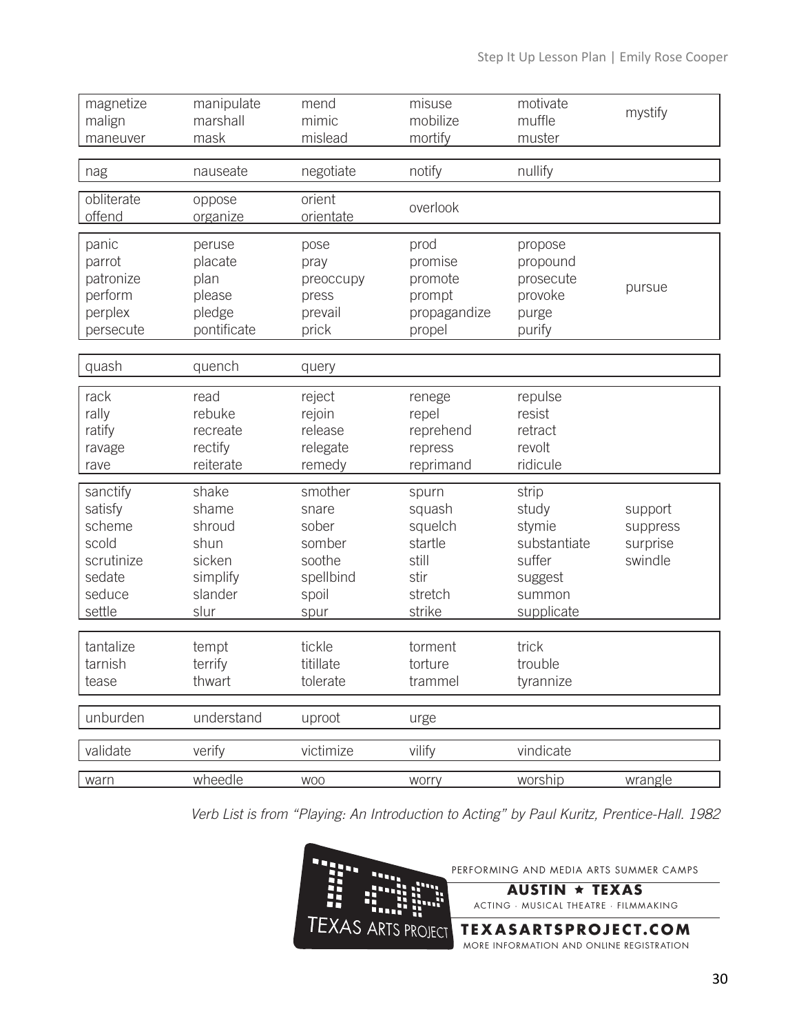| | | | | | |
|---|---|---|---|---|---|
| magnetize | manipulate | mend | misuse | motivate | mystify |
| malign | marshall | mimic | mobilize | muffle | |
| maneuver | mask | mislead | mortify | muster | |

| | | | | |
|---|---|---|---|---|
| nag | nauseate | negotiate | notify | nullify |

| | | | |
|---|---|---|---|
| obliterate | oppose | orient | overlook |
| offend | organize | orientate | |

| | | | | | |
|---|---|---|---|---|---|
| panic | peruse | pose | prod | propose | |
| parrot | placate | pray | promise | propound | |
| patronize | plan | preoccupy | promote | prosecute | pursue |
| perform | please | press | prompt | provoke | |
| perplex | pledge | prevail | propagandize | purge | |
| persecute | pontificate | prick | propel | purify | |

| | | |
|---|---|---|
| quash | quench | query |

| | | | | |
|---|---|---|---|---|
| rack | read | reject | renege | repulse |
| rally | rebuke | rejoin | repel | resist |
| ratify | recreate | release | reprehend | retract |
| ravage | rectify | relegate | repress | revolt |
| rave | reiterate | remedy | reprimand | ridicule |

| | | | | | |
|---|---|---|---|---|---|
| sanctify | shake | smother | spurn | strip | |
| satisfy | shame | snare | squash | study | support |
| scheme | shroud | sober | squelch | stymie | suppress |
| scold | shun | somber | startle | substantiate | surprise |
| scrutinize | sicken | soothe | still | suffer | swindle |
| sedate | simplify | spellbind | stir | suggest | |
| seduce | slander | spoil | stretch | summon | |
| settle | slur | spur | strike | supplicate | |

| | | | | |
|---|---|---|---|---|
| tantalize | tempt | tickle | torment | trick |
| tarnish | terrify | titillate | torture | trouble |
| tease | thwart | tolerate | trammel | tyrannize |

| | | | |
|---|---|---|---|
| unburden | understand | uproot | urge |

| | | | | |
|---|---|---|---|---|
| validate | verify | victimize | vilify | vindicate |

| | | | | | |
|---|---|---|---|---|---|
| warn | wheedle | woo | worry | worship | wrangle |

*Verb List is from "Playing: An Introduction to Acting" by Paul Kuritz, Prentice-Hall. 1982*

TEXAS ARTS PROJECT
PERFORMING AND MEDIA ARTS SUMMER CAMPS
**AUSTIN ★ TEXAS**
ACTING · MUSICAL THEATRE · FILMMAKING
**TEXASARTSPROJECT.COM**
MORE INFORMATION AND ONLINE REGISTRATION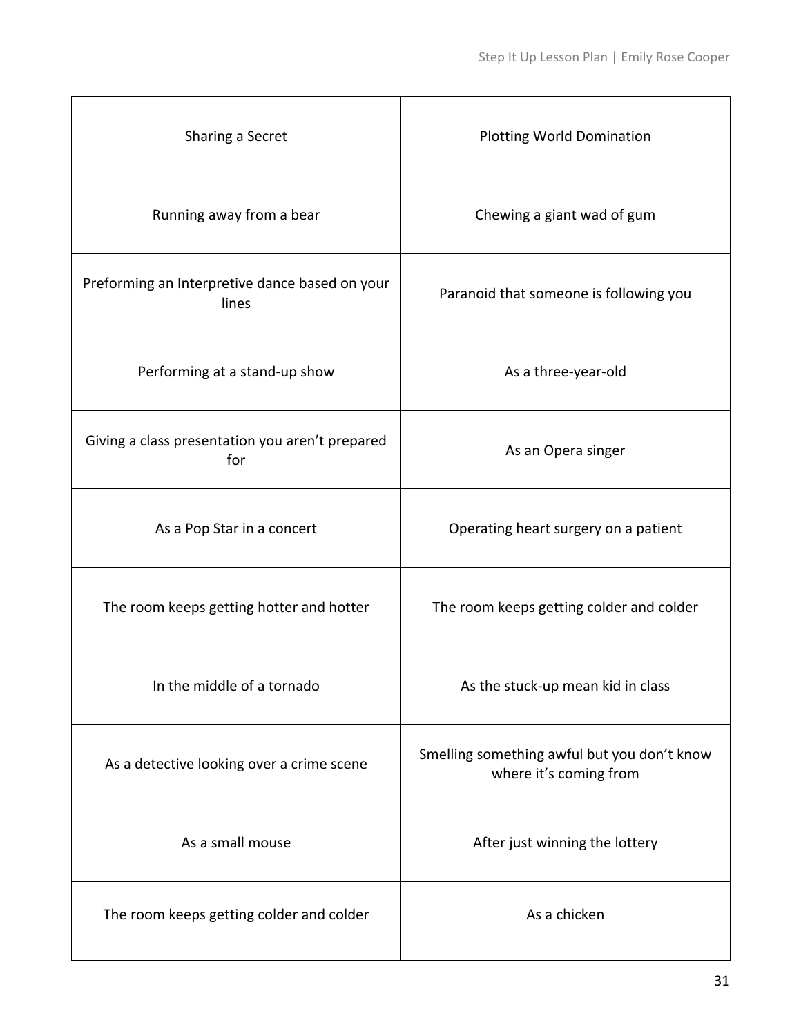| | |
|---|---|
| Sharing a Secret | Plotting World Domination |
| Running away from a bear | Chewing a giant wad of gum |
| Preforming an Interpretive dance based on your lines | Paranoid that someone is following you |
| Performing at a stand-up show | As a three-year-old |
| Giving a class presentation you aren't prepared for | As an Opera singer |
| As a Pop Star in a concert | Operating heart surgery on a patient |
| The room keeps getting hotter and hotter | The room keeps getting colder and colder |
| In the middle of a tornado | As the stuck-up mean kid in class |
| As a detective looking over a crime scene | Smelling something awful but you don't know where it's coming from |
| As a small mouse | After just winning the lottery |
| The room keeps getting colder and colder | As a chicken |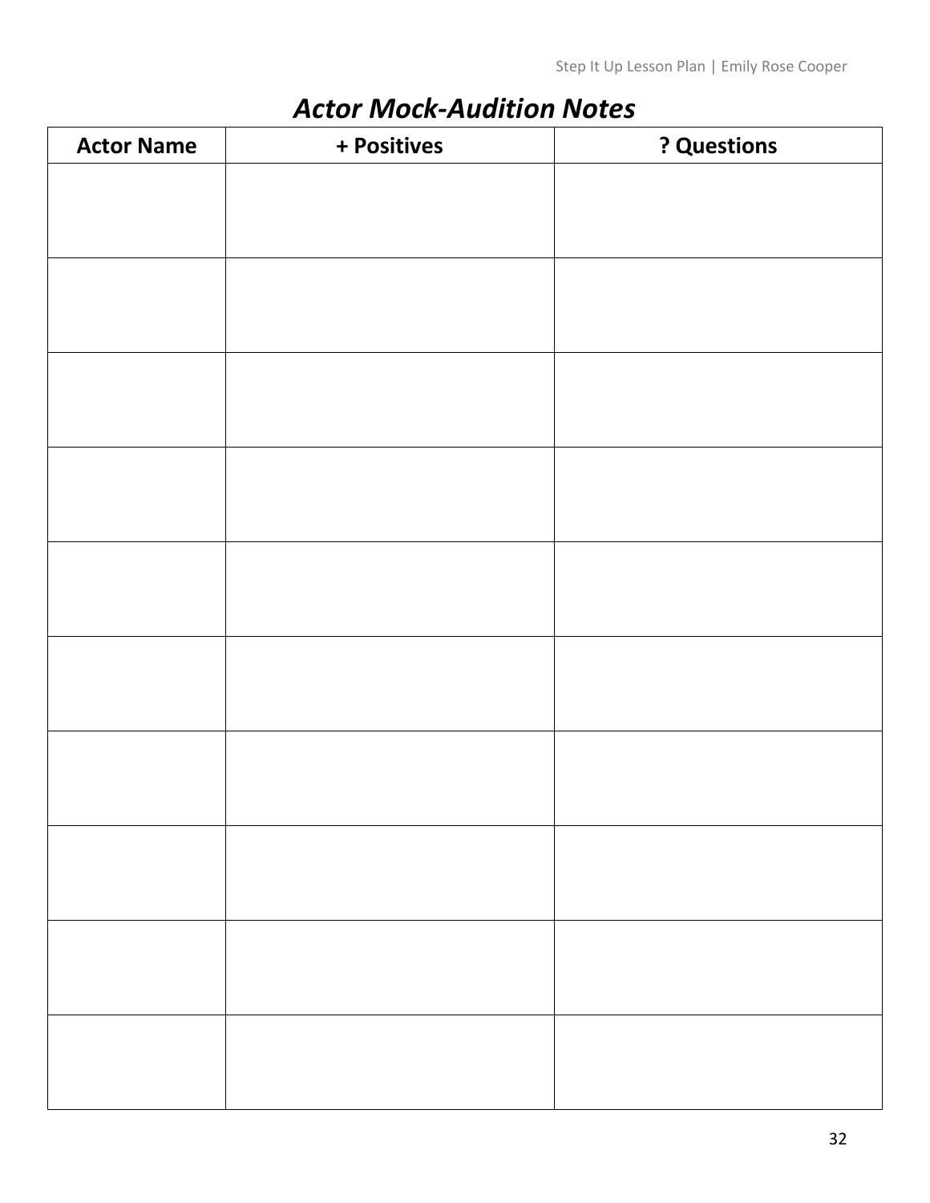# *Actor Mock-Audition Notes*

| Actor Name | + Positives | ? Questions |
| --- | --- | --- |
| | | |
| | | |
| | | |
| | | |
| | | |
| | | |
| | | |
| | | |
| | | |
| | | |